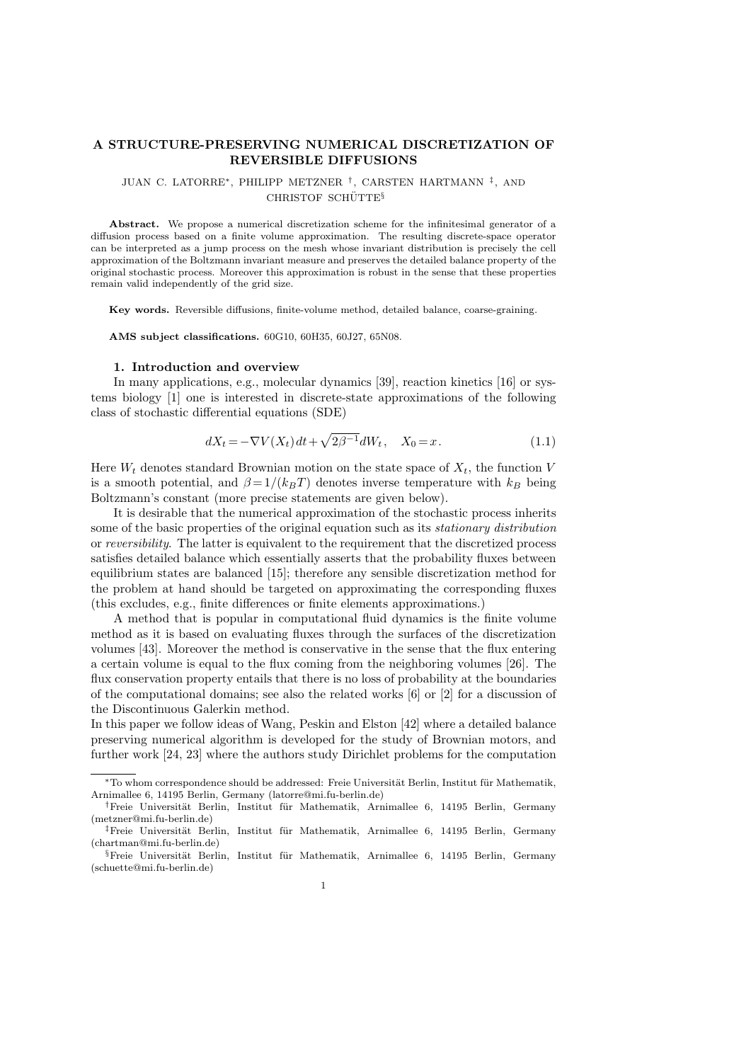# A STRUCTURE-PRESERVING NUMERICAL DISCRETIZATION OF REVERSIBLE DIFFUSIONS

JUAN C. LATORRE[*], PHILIPP METZNER [†], CARSTEN HARTMANN [‡], AND CHRISTOF SCHÜTTE[§]

**Abstract.** We propose a numerical discretization scheme for the infinitesimal generator of a diffusion process based on a finite volume approximation. The resulting discrete-space operator can be interpreted as a jump process on the mesh whose invariant distribution is precisely the cell approximation of the Boltzmann invariant measure and preserves the detailed balance property of the original stochastic process. Moreover this approximation is robust in the sense that these properties remain valid independently of the grid size.

**Key words.** Reversible diffusions, finite-volume method, detailed balance, coarse-graining.

**AMS subject classifications.** 60G10, 60H35, 60J27, 65N08.

## 1. Introduction and overview

In many applications, e.g., molecular dynamics [39], reaction kinetics [16] or systems biology [1] one is interested in discrete-state approximations of the following class of stochastic differential equations (SDE)

$$dX_t = -\nabla V(X_t)\,dt + \sqrt{2\beta^{-1}}dW_t\,, \quad X_0 = x\,. \tag{1.1}$$

Here $W_t$ denotes standard Brownian motion on the state space of $X_t$, the function $V$ is a smooth potential, and $\beta = 1/(k_B T)$ denotes inverse temperature with $k_B$ being Boltzmann's constant (more precise statements are given below).

It is desirable that the numerical approximation of the stochastic process inherits some of the basic properties of the original equation such as its *stationary distribution* or *reversibility*. The latter is equivalent to the requirement that the discretized process satisfies detailed balance which essentially asserts that the probability fluxes between equilibrium states are balanced [15]; therefore any sensible discretization method for the problem at hand should be targeted on approximating the corresponding fluxes (this excludes, e.g., finite differences or finite elements approximations.)

A method that is popular in computational fluid dynamics is the finite volume method as it is based on evaluating fluxes through the surfaces of the discretization volumes [43]. Moreover the method is conservative in the sense that the flux entering a certain volume is equal to the flux coming from the neighboring volumes [26]. The flux conservation property entails that there is no loss of probability at the boundaries of the computational domains; see also the related works [6] or [2] for a discussion of the Discontinuous Galerkin method.

In this paper we follow ideas of Wang, Peskin and Elston [42] where a detailed balance preserving numerical algorithm is developed for the study of Brownian motors, and further work [24, 23] where the authors study Dirichlet problems for the computation

---

[*] To whom correspondence should be addressed: Freie Universität Berlin, Institut für Mathematik, Arnimallee 6, 14195 Berlin, Germany (latorre@mi.fu-berlin.de)

[†] Freie Universität Berlin, Institut für Mathematik, Arnimallee 6, 14195 Berlin, Germany (metzner@mi.fu-berlin.de)

[‡] Freie Universität Berlin, Institut für Mathematik, Arnimallee 6, 14195 Berlin, Germany (chartman@mi.fu-berlin.de)

[§] Freie Universität Berlin, Institut für Mathematik, Arnimallee 6, 14195 Berlin, Germany (schuette@mi.fu-berlin.de)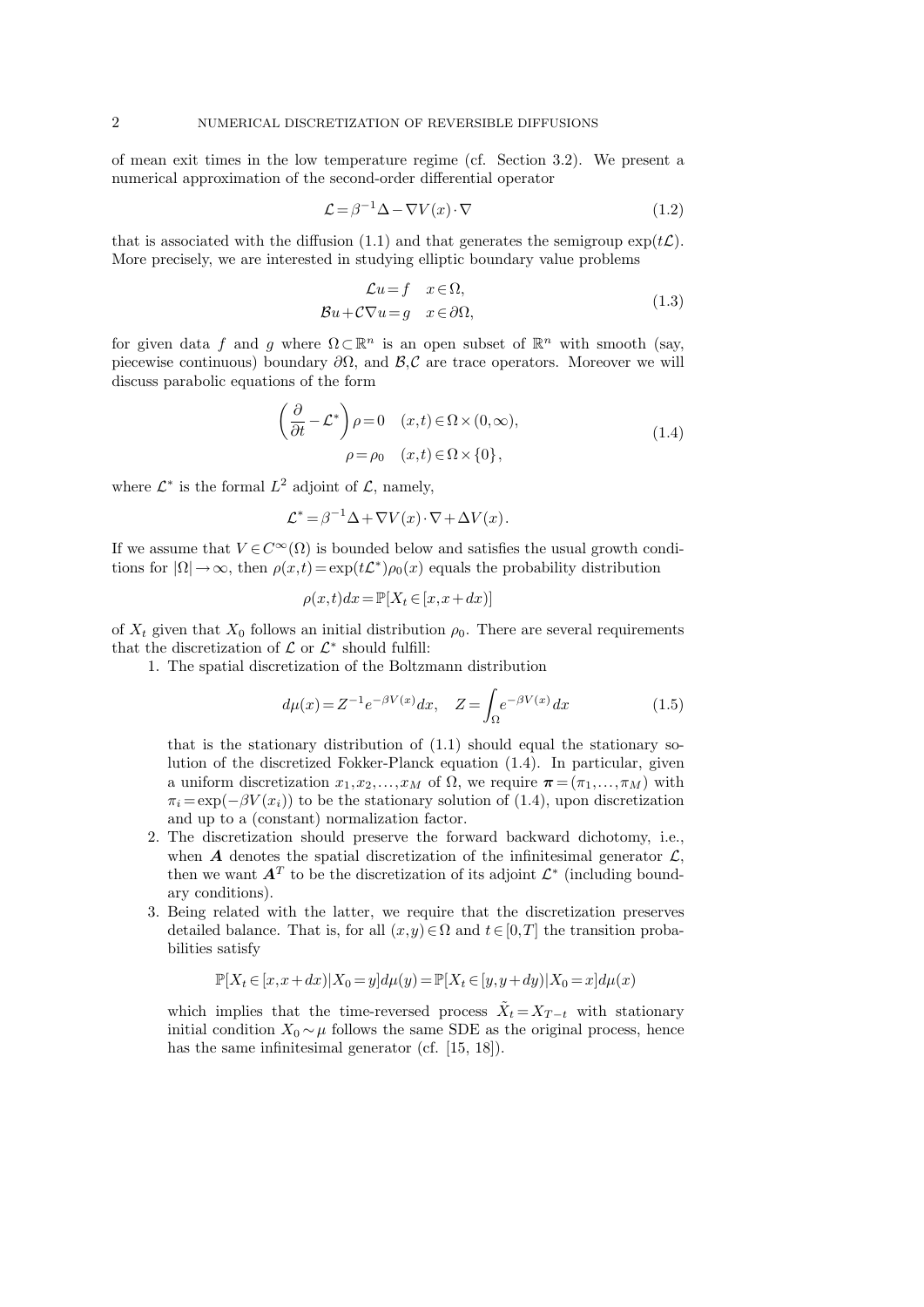of mean exit times in the low temperature regime (cf. Section 3.2). We present a numerical approximation of the second-order differential operator

$$\mathcal{L} = \beta^{-1}\Delta - \nabla V(x)\cdot\nabla \tag{1.2}$$

that is associated with the diffusion (1.1) and that generates the semigroup $\exp(t\mathcal{L})$. More precisely, we are interested in studying elliptic boundary value problems

$$\begin{aligned} \mathcal{L}u &= f \quad x\in\Omega,\\ \mathcal{B}u + \mathcal{C}\nabla u &= g \quad x\in\partial\Omega, \end{aligned} \tag{1.3}$$

for given data $f$ and $g$ where $\Omega\subset\mathbb{R}^n$ is an open subset of $\mathbb{R}^n$ with smooth (say, piecewise continuous) boundary $\partial\Omega$, and $\mathcal{B},\mathcal{C}$ are trace operators. Moreover we will discuss parabolic equations of the form

$$\begin{aligned} \left(\frac{\partial}{\partial t} - \mathcal{L}^*\right)\rho &= 0 \quad (x,t)\in\Omega\times(0,\infty),\\ \rho &= \rho_0 \quad (x,t)\in\Omega\times\{0\}, \end{aligned} \tag{1.4}$$

where $\mathcal{L}^*$ is the formal $L^2$ adjoint of $\mathcal{L}$, namely,

$$\mathcal{L}^* = \beta^{-1}\Delta + \nabla V(x)\cdot\nabla + \Delta V(x).$$

If we assume that $V\in C^\infty(\Omega)$ is bounded below and satisfies the usual growth conditions for $|\Omega|\to\infty$, then $\rho(x,t) = \exp(t\mathcal{L}^*)\rho_0(x)$ equals the probability distribution

$$\rho(x,t)dx = \mathbb{P}[X_t\in[x,x+dx)]$$

of $X_t$ given that $X_0$ follows an initial distribution $\rho_0$. There are several requirements that the discretization of $\mathcal{L}$ or $\mathcal{L}^*$ should fulfill:

1. The spatial discretization of the Boltzmann distribution

$$d\mu(x) = Z^{-1}e^{-\beta V(x)}dx, \quad Z = \int_\Omega e^{-\beta V(x)}dx \tag{1.5}$$

   that is the stationary distribution of (1.1) should equal the stationary solution of the discretized Fokker-Planck equation (1.4). In particular, given a uniform discretization $x_1,x_2,\ldots,x_M$ of $\Omega$, we require $\boldsymbol{\pi} = (\pi_1,\ldots,\pi_M)$ with $\pi_i = \exp(-\beta V(x_i))$ to be the stationary solution of (1.4), upon discretization and up to a (constant) normalization factor.
2. The discretization should preserve the forward backward dichotomy, i.e., when $\boldsymbol{A}$ denotes the spatial discretization of the infinitesimal generator $\mathcal{L}$, then we want $\boldsymbol{A}^T$ to be the discretization of its adjoint $\mathcal{L}^*$ (including boundary conditions).
3. Being related with the latter, we require that the discretization preserves detailed balance. That is, for all $(x,y)\in\Omega$ and $t\in[0,T]$ the transition probabilities satisfy

$$\mathbb{P}[X_t\in[x,x+dx)|X_0=y]d\mu(y) = \mathbb{P}[X_t\in[y,y+dy)|X_0=x]d\mu(x)$$

   which implies that the time-reversed process $\tilde{X}_t = X_{T-t}$ with stationary initial condition $X_0\sim\mu$ follows the same SDE as the original process, hence has the same infinitesimal generator (cf. [15, 18]).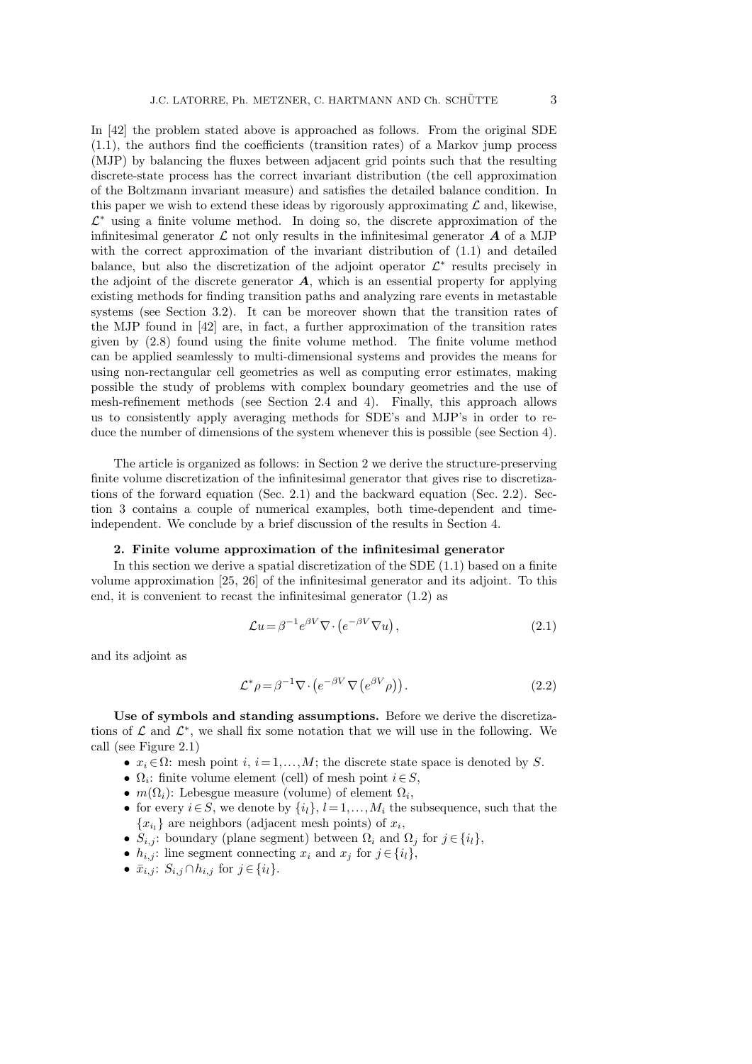In [42] the problem stated above is approached as follows. From the original SDE (1.1), the authors find the coefficients (transition rates) of a Markov jump process (MJP) by balancing the fluxes between adjacent grid points such that the resulting discrete-state process has the correct invariant distribution (the cell approximation of the Boltzmann invariant measure) and satisfies the detailed balance condition. In this paper we wish to extend these ideas by rigorously approximating $\mathcal{L}$ and, likewise, $\mathcal{L}^*$ using a finite volume method. In doing so, the discrete approximation of the infinitesimal generator $\mathcal{L}$ not only results in the infinitesimal generator $\boldsymbol{A}$ of a MJP with the correct approximation of the invariant distribution of (1.1) and detailed balance, but also the discretization of the adjoint operator $\mathcal{L}^*$ results precisely in the adjoint of the discrete generator $\boldsymbol{A}$, which is an essential property for applying existing methods for finding transition paths and analyzing rare events in metastable systems (see Section 3.2). It can be moreover shown that the transition rates of the MJP found in [42] are, in fact, a further approximation of the transition rates given by (2.8) found using the finite volume method. The finite volume method can be applied seamlessly to multi-dimensional systems and provides the means for using non-rectangular cell geometries as well as computing error estimates, making possible the study of problems with complex boundary geometries and the use of mesh-refinement methods (see Section 2.4 and 4). Finally, this approach allows us to consistently apply averaging methods for SDE's and MJP's in order to reduce the number of dimensions of the system whenever this is possible (see Section 4).

The article is organized as follows: in Section 2 we derive the structure-preserving finite volume discretization of the infinitesimal generator that gives rise to discretizations of the forward equation (Sec. 2.1) and the backward equation (Sec. 2.2). Section 3 contains a couple of numerical examples, both time-dependent and time-independent. We conclude by a brief discussion of the results in Section 4.

## 2. Finite volume approximation of the infinitesimal generator

In this section we derive a spatial discretization of the SDE (1.1) based on a finite volume approximation [25, 26] of the infinitesimal generator and its adjoint. To this end, it is convenient to recast the infinitesimal generator (1.2) as

$$\mathcal{L}u = \beta^{-1} e^{\beta V} \nabla \cdot \left( e^{-\beta V} \nabla u \right), \tag{2.1}$$

and its adjoint as

$$\mathcal{L}^* \rho = \beta^{-1} \nabla \cdot \left( e^{-\beta V} \nabla \left( e^{\beta V} \rho \right) \right). \tag{2.2}$$

**Use of symbols and standing assumptions.** Before we derive the discretizations of $\mathcal{L}$ and $\mathcal{L}^*$, we shall fix some notation that we will use in the following. We call (see Figure 2.1)

- $x_i \in \Omega$: mesh point $i$, $i = 1,\ldots,M$; the discrete state space is denoted by $S$.
- $\Omega_i$: finite volume element (cell) of mesh point $i \in S$,
- $m(\Omega_i)$: Lebesgue measure (volume) of element $\Omega_i$,
- for every $i \in S$, we denote by $\{i_l\}$, $l = 1,\ldots,M_i$ the subsequence, such that the $\{x_{i_l}\}$ are neighbors (adjacent mesh points) of $x_i$,
- $S_{i,j}$: boundary (plane segment) between $\Omega_i$ and $\Omega_j$ for $j \in \{i_l\}$,
- $h_{i,j}$: line segment connecting $x_i$ and $x_j$ for $j \in \{i_l\}$,
- $\bar{x}_{i,j}$: $S_{i,j} \cap h_{i,j}$ for $j \in \{i_l\}$.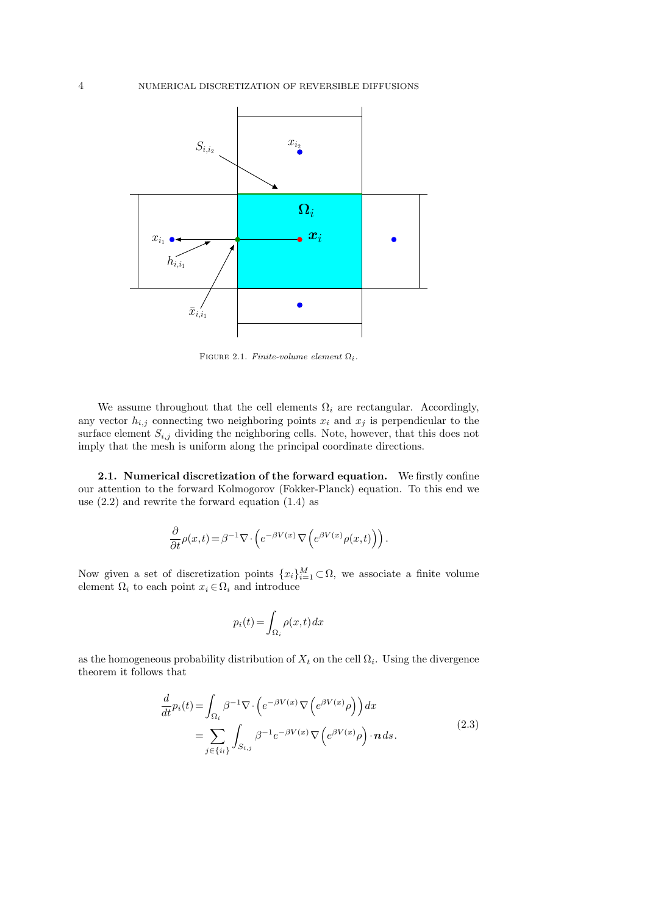FIGURE 2.1. *Finite-volume element $\Omega_i$.*

We assume throughout that the cell elements $\Omega_i$ are rectangular. Accordingly, any vector $h_{i,j}$ connecting two neighboring points $x_i$ and $x_j$ is perpendicular to the surface element $S_{i,j}$ dividing the neighboring cells. Note, however, that this does not imply that the mesh is uniform along the principal coordinate directions.

**2.1. Numerical discretization of the forward equation.** We firstly confine our attention to the forward Kolmogorov (Fokker-Planck) equation. To this end we use (2.2) and rewrite the forward equation (1.4) as

$$\frac{\partial}{\partial t}\rho(x,t) = \beta^{-1}\nabla\cdot\left(e^{-\beta V(x)}\nabla\left(e^{\beta V(x)}\rho(x,t)\right)\right).$$

Now given a set of discretization points $\{x_i\}_{i=1}^M \subset \Omega$, we associate a finite volume element $\Omega_i$ to each point $x_i \in \Omega_i$ and introduce

$$p_i(t) = \int_{\Omega_i}\rho(x,t)\,dx$$

as the homogeneous probability distribution of $X_t$ on the cell $\Omega_i$. Using the divergence theorem it follows that

$$\begin{aligned}\frac{d}{dt}p_i(t) &= \int_{\Omega_i}\beta^{-1}\nabla\cdot\left(e^{-\beta V(x)}\nabla\left(e^{\beta V(x)}\rho\right)\right)dx \\ &= \sum_{j\in\{i_l\}}\int_{S_{i,j}}\beta^{-1}e^{-\beta V(x)}\nabla\left(e^{\beta V(x)}\rho\right)\cdot\boldsymbol{n}\,ds.\end{aligned} \tag{2.3}$$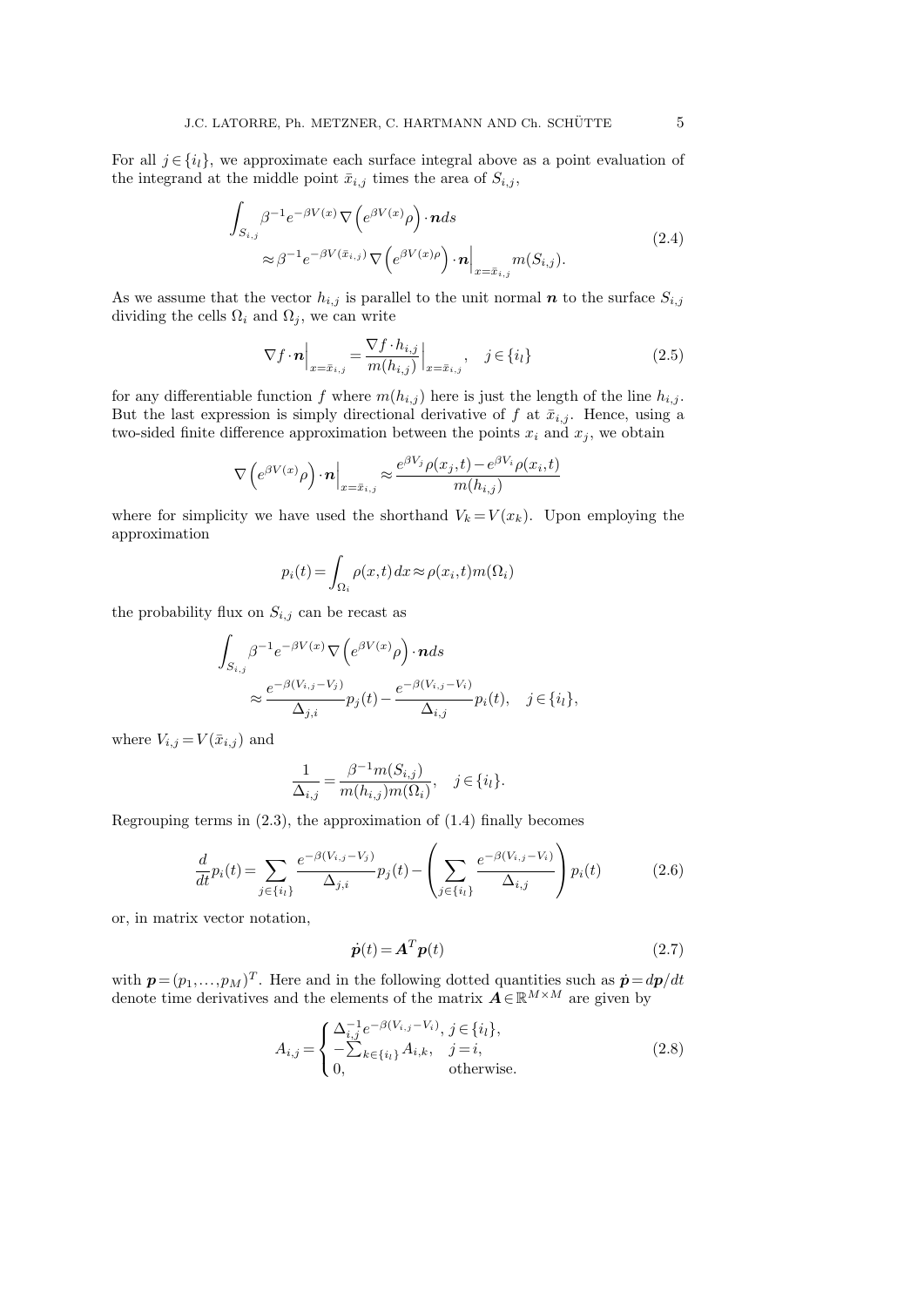For all $j \in \{i_l\}$, we approximate each surface integral above as a point evaluation of the integrand at the middle point $\bar{x}_{i,j}$ times the area of $S_{i,j}$,

$$
\begin{aligned}
&\int_{S_{i,j}} \beta^{-1} e^{-\beta V(x)} \nabla \left( e^{\beta V(x)} \rho \right) \cdot \boldsymbol{n} ds \\
&\qquad \approx \beta^{-1} e^{-\beta V(\bar{x}_{i,j})} \nabla \left( e^{\beta V(x) \rho} \right) \cdot \boldsymbol{n} \Big|_{x=\bar{x}_{i,j}} m(S_{i,j}).
\end{aligned}
\tag{2.4}
$$

As we assume that the vector $h_{i,j}$ is parallel to the unit normal $\boldsymbol{n}$ to the surface $S_{i,j}$ dividing the cells $\Omega_i$ and $\Omega_j$, we can write

$$
\nabla f \cdot \boldsymbol{n} \Big|_{x=\bar{x}_{i,j}} = \frac{\nabla f \cdot h_{i,j}}{m(h_{i,j})} \Big|_{x=\bar{x}_{i,j}}, \quad j \in \{i_l\}
\tag{2.5}
$$

for any differentiable function $f$ where $m(h_{i,j})$ here is just the length of the line $h_{i,j}$. But the last expression is simply directional derivative of $f$ at $\bar{x}_{i,j}$. Hence, using a two-sided finite difference approximation between the points $x_i$ and $x_j$, we obtain

$$
\nabla \left( e^{\beta V(x)} \rho \right) \cdot \boldsymbol{n} \Big|_{x=\bar{x}_{i,j}} \approx \frac{e^{\beta V_j} \rho(x_j,t) - e^{\beta V_i} \rho(x_i,t)}{m(h_{i,j})}
$$

where for simplicity we have used the shorthand $V_k = V(x_k)$. Upon employing the approximation

$$
p_i(t) = \int_{\Omega_i} \rho(x,t)\, dx \approx \rho(x_i,t) m(\Omega_i)
$$

the probability flux on $S_{i,j}$ can be recast as

$$
\begin{aligned}
&\int_{S_{i,j}} \beta^{-1} e^{-\beta V(x)} \nabla \left( e^{\beta V(x)} \rho \right) \cdot \boldsymbol{n} ds \\
&\qquad \approx \frac{e^{-\beta(V_{i,j} - V_j)}}{\Delta_{j,i}} p_j(t) - \frac{e^{-\beta(V_{i,j} - V_i)}}{\Delta_{i,j}} p_i(t), \quad j \in \{i_l\},
\end{aligned}
$$

where $V_{i,j} = V(\bar{x}_{i,j})$ and

$$
\frac{1}{\Delta_{i,j}} = \frac{\beta^{-1} m(S_{i,j})}{m(h_{i,j}) m(\Omega_i)}, \quad j \in \{i_l\}.
$$

Regrouping terms in (2.3), the approximation of (1.4) finally becomes

$$
\frac{d}{dt} p_i(t) = \sum_{j \in \{i_l\}} \frac{e^{-\beta(V_{i,j} - V_j)}}{\Delta_{j,i}} p_j(t) - \left( \sum_{j \in \{i_l\}} \frac{e^{-\beta(V_{i,j} - V_i)}}{\Delta_{i,j}} \right) p_i(t)
\tag{2.6}
$$

or, in matrix vector notation,

$$
\dot{\boldsymbol{p}}(t) = \boldsymbol{A}^T \boldsymbol{p}(t)
\tag{2.7}
$$

with $\boldsymbol{p} = (p_1, \ldots, p_M)^T$. Here and in the following dotted quantities such as $\dot{\boldsymbol{p}} = d\boldsymbol{p}/dt$ denote time derivatives and the elements of the matrix $\boldsymbol{A} \in \mathbb{R}^{M \times M}$ are given by

$$
A_{i,j} = \begin{cases} \Delta_{i,j}^{-1} e^{-\beta(V_{i,j} - V_i)}, & j \in \{i_l\}, \\ -\sum_{k \in \{i_l\}} A_{i,k}, & j = i, \\ 0, & \text{otherwise.} \end{cases}
\tag{2.8}
$$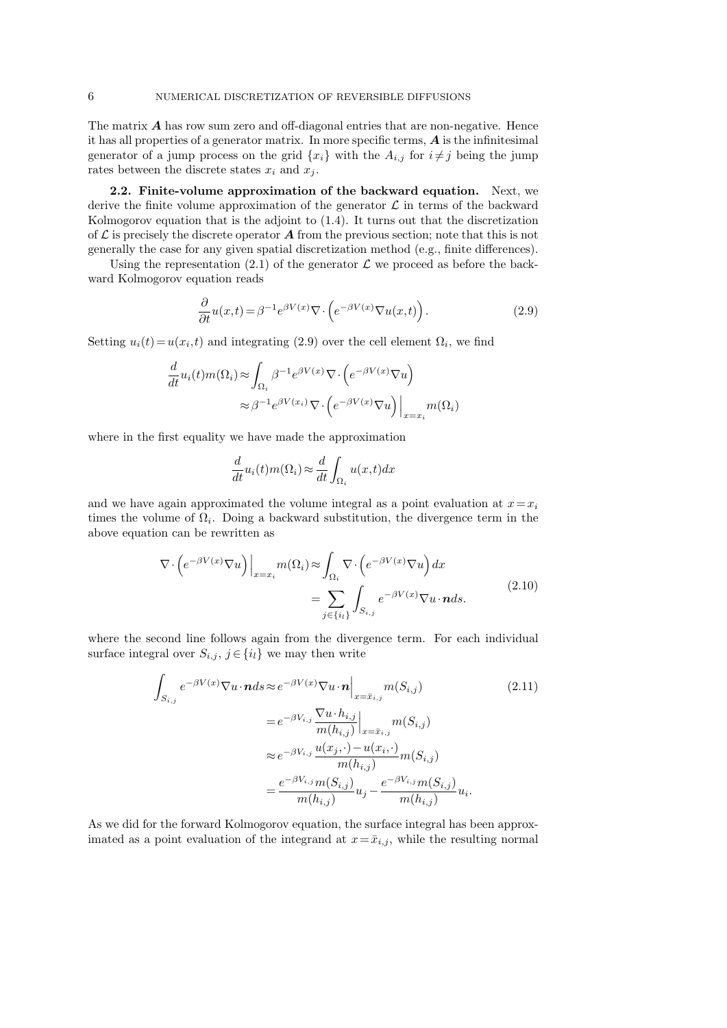The matrix $\boldsymbol{A}$ has row sum zero and off-diagonal entries that are non-negative. Hence it has all properties of a generator matrix. In more specific terms, $\boldsymbol{A}$ is the infinitesimal generator of a jump process on the grid $\{x_i\}$ with the $A_{i,j}$ for $i \neq j$ being the jump rates between the discrete states $x_i$ and $x_j$.

**2.2. Finite-volume approximation of the backward equation.** Next, we derive the finite volume approximation of the generator $\mathcal{L}$ in terms of the backward Kolmogorov equation that is the adjoint to (1.4). It turns out that the discretization of $\mathcal{L}$ is precisely the discrete operator $\boldsymbol{A}$ from the previous section; note that this is not generally the case for any given spatial discretization method (e.g., finite differences).

Using the representation (2.1) of the generator $\mathcal{L}$ we proceed as before the backward Kolmogorov equation reads

$$\frac{\partial}{\partial t}u(x,t) = \beta^{-1}e^{\beta V(x)}\nabla \cdot \left(e^{-\beta V(x)}\nabla u(x,t)\right). \tag{2.9}$$

Setting $u_i(t) = u(x_i,t)$ and integrating (2.9) over the cell element $\Omega_i$, we find

$$\begin{aligned}\frac{d}{dt}u_i(t)m(\Omega_i) &\approx \int_{\Omega_i} \beta^{-1}e^{\beta V(x)}\nabla \cdot \left(e^{-\beta V(x)}\nabla u\right) \\ &\approx \beta^{-1}e^{\beta V(x_i)}\nabla \cdot \left(e^{-\beta V(x)}\nabla u\right)\Big|_{x=x_i} m(\Omega_i)\end{aligned}$$

where in the first equality we have made the approximation

$$\frac{d}{dt}u_i(t)m(\Omega_i) \approx \frac{d}{dt}\int_{\Omega_i} u(x,t)dx$$

and we have again approximated the volume integral as a point evaluation at $x = x_i$ times the volume of $\Omega_i$. Doing a backward substitution, the divergence term in the above equation can be rewritten as

$$\begin{aligned}\nabla \cdot \left(e^{-\beta V(x)}\nabla u\right)\Big|_{x=x_i} m(\Omega_i) &\approx \int_{\Omega_i} \nabla \cdot \left(e^{-\beta V(x)}\nabla u\right)dx \\ &= \sum_{j\in\{i_l\}} \int_{S_{i,j}} e^{-\beta V(x)}\nabla u \cdot \boldsymbol{n} ds.\end{aligned} \tag{2.10}$$

where the second line follows again from the divergence term. For each individual surface integral over $S_{i,j}$, $j \in \{i_l\}$ we may then write

$$\begin{aligned}\int_{S_{i,j}} e^{-\beta V(x)}\nabla u \cdot \boldsymbol{n} ds &\approx e^{-\beta V(x)}\nabla u \cdot \boldsymbol{n}\Big|_{x=\bar{x}_{i,j}} m(S_{i,j}) \\ &= e^{-\beta V_{i,j}} \frac{\nabla u \cdot h_{i,j}}{m(h_{i,j})}\Big|_{x=\bar{x}_{i,j}} m(S_{i,j}) \\ &\approx e^{-\beta V_{i,j}} \frac{u(x_j,\cdot) - u(x_i,\cdot)}{m(h_{i,j})} m(S_{i,j}) \\ &= \frac{e^{-\beta V_{i,j}} m(S_{i,j})}{m(h_{i,j})}u_j - \frac{e^{-\beta V_{i,j}} m(S_{i,j})}{m(h_{i,j})}u_i.\end{aligned} \tag{2.11}$$

As we did for the forward Kolmogorov equation, the surface integral has been approximated as a point evaluation of the integrand at $x = \bar{x}_{i,j}$, while the resulting normal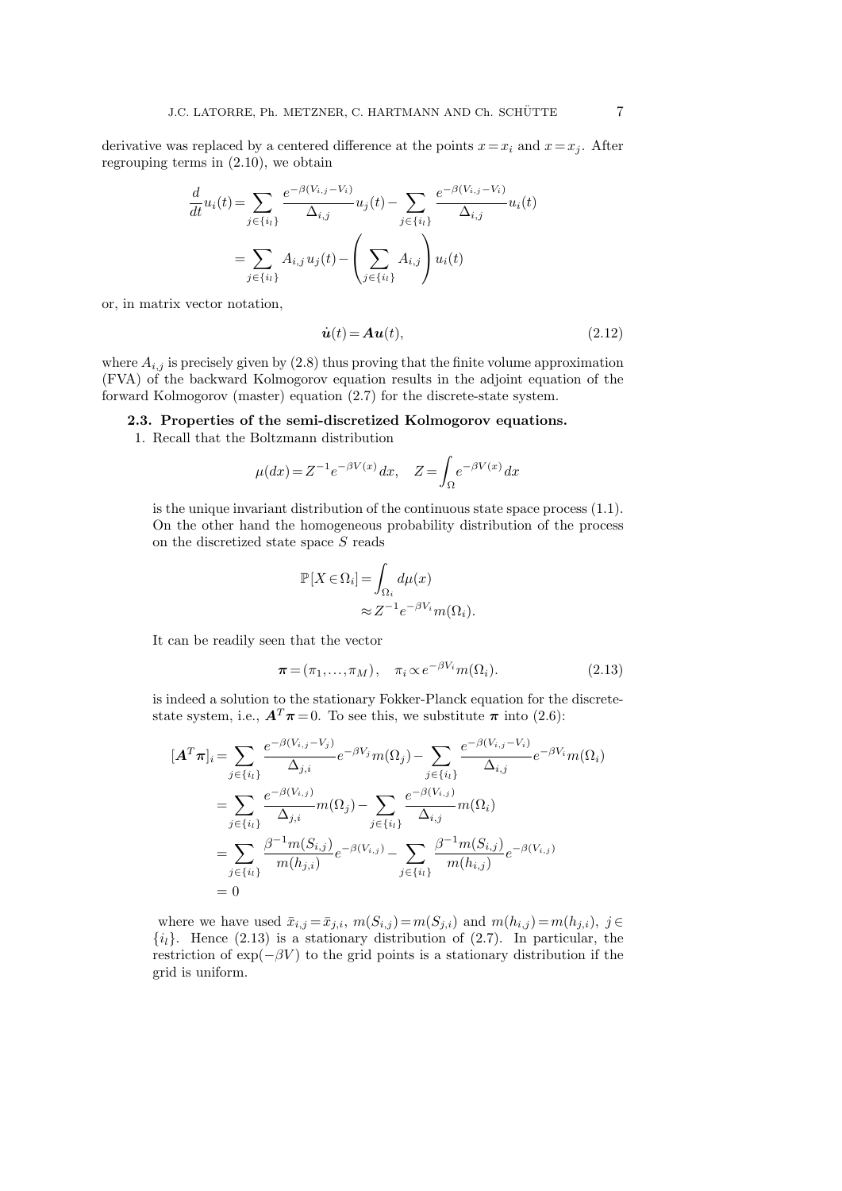derivative was replaced by a centered difference at the points $x=x_i$ and $x=x_j$. After regrouping terms in (2.10), we obtain

$$
\begin{aligned}
\frac{d}{dt}u_i(t) &= \sum_{j\in\{i_l\}} \frac{e^{-\beta(V_{i,j}-V_i)}}{\Delta_{i,j}} u_j(t) - \sum_{j\in\{i_l\}} \frac{e^{-\beta(V_{i,j}-V_i)}}{\Delta_{i,j}} u_i(t) \\
&= \sum_{j\in\{i_l\}} A_{i,j}\, u_j(t) - \left( \sum_{j\in\{i_l\}} A_{i,j} \right) u_i(t)
\end{aligned}
$$

or, in matrix vector notation,

$$
\dot{\boldsymbol{u}}(t) = \boldsymbol{A}\boldsymbol{u}(t), \tag{2.12}
$$

where $A_{i,j}$ is precisely given by (2.8) thus proving that the finite volume approximation (FVA) of the backward Kolmogorov equation results in the adjoint equation of the forward Kolmogorov (master) equation (2.7) for the discrete-state system.

**2.3. Properties of the semi-discretized Kolmogorov equations.**

1. Recall that the Boltzmann distribution

$$
\mu(dx) = Z^{-1} e^{-\beta V(x)}\, dx, \quad Z = \int_\Omega e^{-\beta V(x)}\, dx
$$

is the unique invariant distribution of the continuous state space process (1.1). On the other hand the homogeneous probability distribution of the process on the discretized state space $S$ reads

$$
\begin{aligned}
\mathbb{P}[X \in \Omega_i] &= \int_{\Omega_i} d\mu(x) \\
&\approx Z^{-1} e^{-\beta V_i} m(\Omega_i).
\end{aligned}
$$

It can be readily seen that the vector

$$
\boldsymbol{\pi} = (\pi_1, \ldots, \pi_M), \quad \pi_i \propto e^{-\beta V_i} m(\Omega_i). \tag{2.13}
$$

is indeed a solution to the stationary Fokker-Planck equation for the discrete-state system, i.e., $\boldsymbol{A}^T\boldsymbol{\pi} = 0$. To see this, we substitute $\boldsymbol{\pi}$ into (2.6):

$$
\begin{aligned}
[\boldsymbol{A}^T\boldsymbol{\pi}]_i &= \sum_{j\in\{i_l\}} \frac{e^{-\beta(V_{i,j}-V_j)}}{\Delta_{j,i}} e^{-\beta V_j} m(\Omega_j) - \sum_{j\in\{i_l\}} \frac{e^{-\beta(V_{i,j}-V_i)}}{\Delta_{i,j}} e^{-\beta V_i} m(\Omega_i) \\
&= \sum_{j\in\{i_l\}} \frac{e^{-\beta(V_{i,j})}}{\Delta_{j,i}} m(\Omega_j) - \sum_{j\in\{i_l\}} \frac{e^{-\beta(V_{i,j})}}{\Delta_{i,j}} m(\Omega_i) \\
&= \sum_{j\in\{i_l\}} \frac{\beta^{-1} m(S_{i,j})}{m(h_{j,i})} e^{-\beta(V_{i,j})} - \sum_{j\in\{i_l\}} \frac{\beta^{-1} m(S_{i,j})}{m(h_{i,j})} e^{-\beta(V_{i,j})} \\
&= 0
\end{aligned}
$$

where we have used $\bar{x}_{i,j} = \bar{x}_{j,i}$, $m(S_{i,j}) = m(S_{j,i})$ and $m(h_{i,j}) = m(h_{j,i})$, $j \in \{i_l\}$. Hence (2.13) is a stationary distribution of (2.7). In particular, the restriction of $\exp(-\beta V)$ to the grid points is a stationary distribution if the grid is uniform.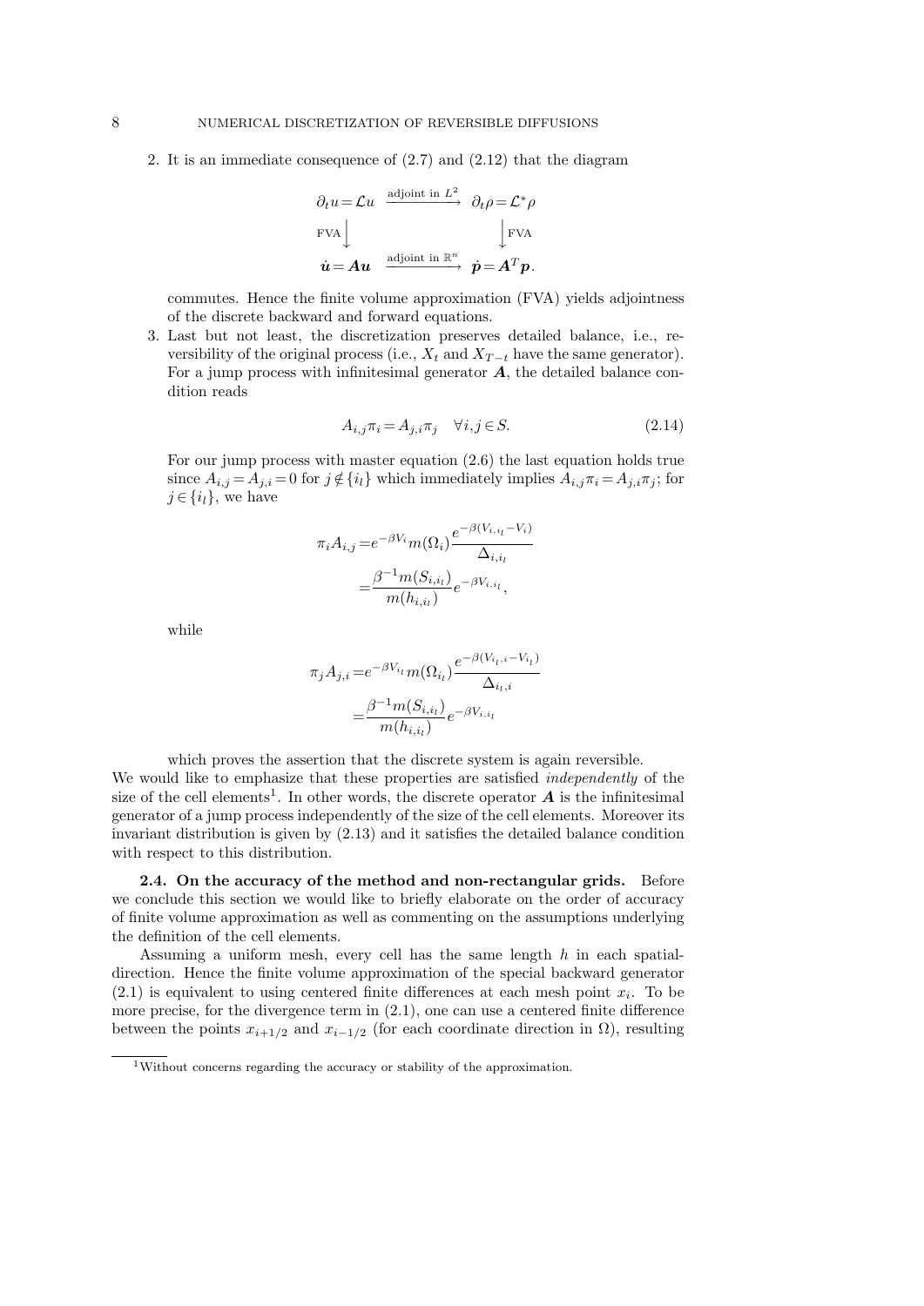2. It is an immediate consequence of (2.7) and (2.12) that the diagram

$$
\begin{array}{ccc}
\partial_t u = \mathcal{L} u & \xrightarrow{\text{adjoint in } L^2} & \partial_t \rho = \mathcal{L}^* \rho \\
\text{FVA} \big\downarrow & & \big\downarrow \text{FVA} \\
\dot{\boldsymbol{u}} = \boldsymbol{A}\boldsymbol{u} & \xrightarrow{\text{adjoint in } \mathbb{R}^n} & \dot{\boldsymbol{p}} = \boldsymbol{A}^T \boldsymbol{p}.
\end{array}
$$

commutes. Hence the finite volume approximation (FVA) yields adjointness of the discrete backward and forward equations.

3. Last but not least, the discretization preserves detailed balance, i.e., reversibility of the original process (i.e., $X_t$ and $X_{T-t}$ have the same generator). For a jump process with infinitesimal generator $\boldsymbol{A}$, the detailed balance condition reads

$$
A_{i,j}\pi_i = A_{j,i}\pi_j \quad \forall i,j \in S. \tag{2.14}
$$

For our jump process with master equation (2.6) the last equation holds true since $A_{i,j} = A_{j,i} = 0$ for $j \notin \{i_l\}$ which immediately implies $A_{i,j}\pi_i = A_{j,i}\pi_j$; for $j \in \{i_l\}$, we have

$$
\begin{aligned}
\pi_i A_{i,j} &= e^{-\beta V_i} m(\Omega_i) \frac{e^{-\beta(V_{i,i_l} - V_i)}}{\Delta_{i,i_l}} \\
&= \frac{\beta^{-1} m(S_{i,i_l})}{m(h_{i,i_l})} e^{-\beta V_{i,i_l}},
\end{aligned}
$$

while

$$
\begin{aligned}
\pi_j A_{j,i} &= e^{-\beta V_{i_l}} m(\Omega_{i_l}) \frac{e^{-\beta(V_{i_l,i} - V_{i_l})}}{\Delta_{i_l,i}} \\
&= \frac{\beta^{-1} m(S_{i,i_l})}{m(h_{i,i_l})} e^{-\beta V_{i,i_l}}
\end{aligned}
$$

which proves the assertion that the discrete system is again reversible.

We would like to emphasize that these properties are satisfied *independently* of the size of the cell elements[1]. In other words, the discrete operator $\boldsymbol{A}$ is the infinitesimal generator of a jump process independently of the size of the cell elements. Moreover its invariant distribution is given by (2.13) and it satisfies the detailed balance condition with respect to this distribution.

**2.4. On the accuracy of the method and non-rectangular grids.** Before we conclude this section we would like to briefly elaborate on the order of accuracy of finite volume approximation as well as commenting on the assumptions underlying the definition of the cell elements.

Assuming a uniform mesh, every cell has the same length $h$ in each spatial-direction. Hence the finite volume approximation of the special backward generator (2.1) is equivalent to using centered finite differences at each mesh point $x_i$. To be more precise, for the divergence term in (2.1), one can use a centered finite difference between the points $x_{i+1/2}$ and $x_{i-1/2}$ (for each coordinate direction in $\Omega$), resulting

[1] Without concerns regarding the accuracy or stability of the approximation.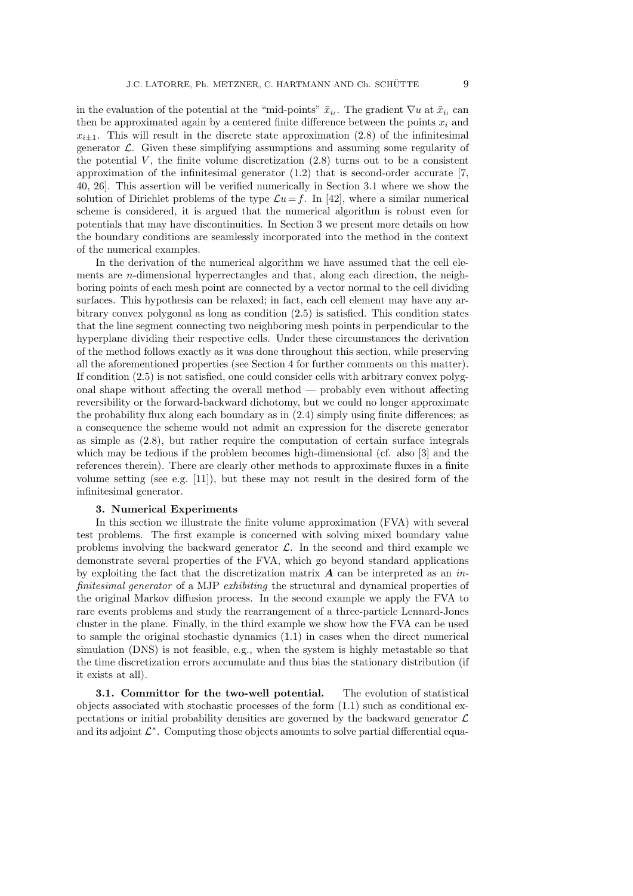in the evaluation of the potential at the "mid-points" $\bar{x}_{i_l}$. The gradient $\nabla u$ at $\bar{x}_{i_l}$ can then be approximated again by a centered finite difference between the points $x_i$ and $x_{i\pm 1}$. This will result in the discrete state approximation (2.8) of the infinitesimal generator $\mathcal{L}$. Given these simplifying assumptions and assuming some regularity of the potential $V$, the finite volume discretization (2.8) turns out to be a consistent approximation of the infinitesimal generator (1.2) that is second-order accurate [7, 40, 26]. This assertion will be verified numerically in Section 3.1 where we show the solution of Dirichlet problems of the type $\mathcal{L}u = f$. In [42], where a similar numerical scheme is considered, it is argued that the numerical algorithm is robust even for potentials that may have discontinuities. In Section 3 we present more details on how the boundary conditions are seamlessly incorporated into the method in the context of the numerical examples.

In the derivation of the numerical algorithm we have assumed that the cell elements are $n$-dimensional hyperrectangles and that, along each direction, the neighboring points of each mesh point are connected by a vector normal to the cell dividing surfaces. This hypothesis can be relaxed; in fact, each cell element may have any arbitrary convex polygonal as long as condition (2.5) is satisfied. This condition states that the line segment connecting two neighboring mesh points in perpendicular to the hyperplane dividing their respective cells. Under these circumstances the derivation of the method follows exactly as it was done throughout this section, while preserving all the aforementioned properties (see Section 4 for further comments on this matter). If condition (2.5) is not satisfied, one could consider cells with arbitrary convex polygonal shape without affecting the overall method — probably even without affecting reversibility or the forward-backward dichotomy, but we could no longer approximate the probability flux along each boundary as in (2.4) simply using finite differences; as a consequence the scheme would not admit an expression for the discrete generator as simple as (2.8), but rather require the computation of certain surface integrals which may be tedious if the problem becomes high-dimensional (cf. also [3] and the references therein). There are clearly other methods to approximate fluxes in a finite volume setting (see e.g. [11]), but these may not result in the desired form of the infinitesimal generator.

## 3. Numerical Experiments

In this section we illustrate the finite volume approximation (FVA) with several test problems. The first example is concerned with solving mixed boundary value problems involving the backward generator $\mathcal{L}$. In the second and third example we demonstrate several properties of the FVA, which go beyond standard applications by exploiting the fact that the discretization matrix $\boldsymbol{A}$ can be interpreted as an *infinitesimal generator* of a MJP *exhibiting* the structural and dynamical properties of the original Markov diffusion process. In the second example we apply the FVA to rare events problems and study the rearrangement of a three-particle Lennard-Jones cluster in the plane. Finally, in the third example we show how the FVA can be used to sample the original stochastic dynamics (1.1) in cases when the direct numerical simulation (DNS) is not feasible, e.g., when the system is highly metastable so that the time discretization errors accumulate and thus bias the stationary distribution (if it exists at all).

**3.1. Committor for the two-well potential.** The evolution of statistical objects associated with stochastic processes of the form (1.1) such as conditional expectations or initial probability densities are governed by the backward generator $\mathcal{L}$ and its adjoint $\mathcal{L}^*$. Computing those objects amounts to solve partial differential equa-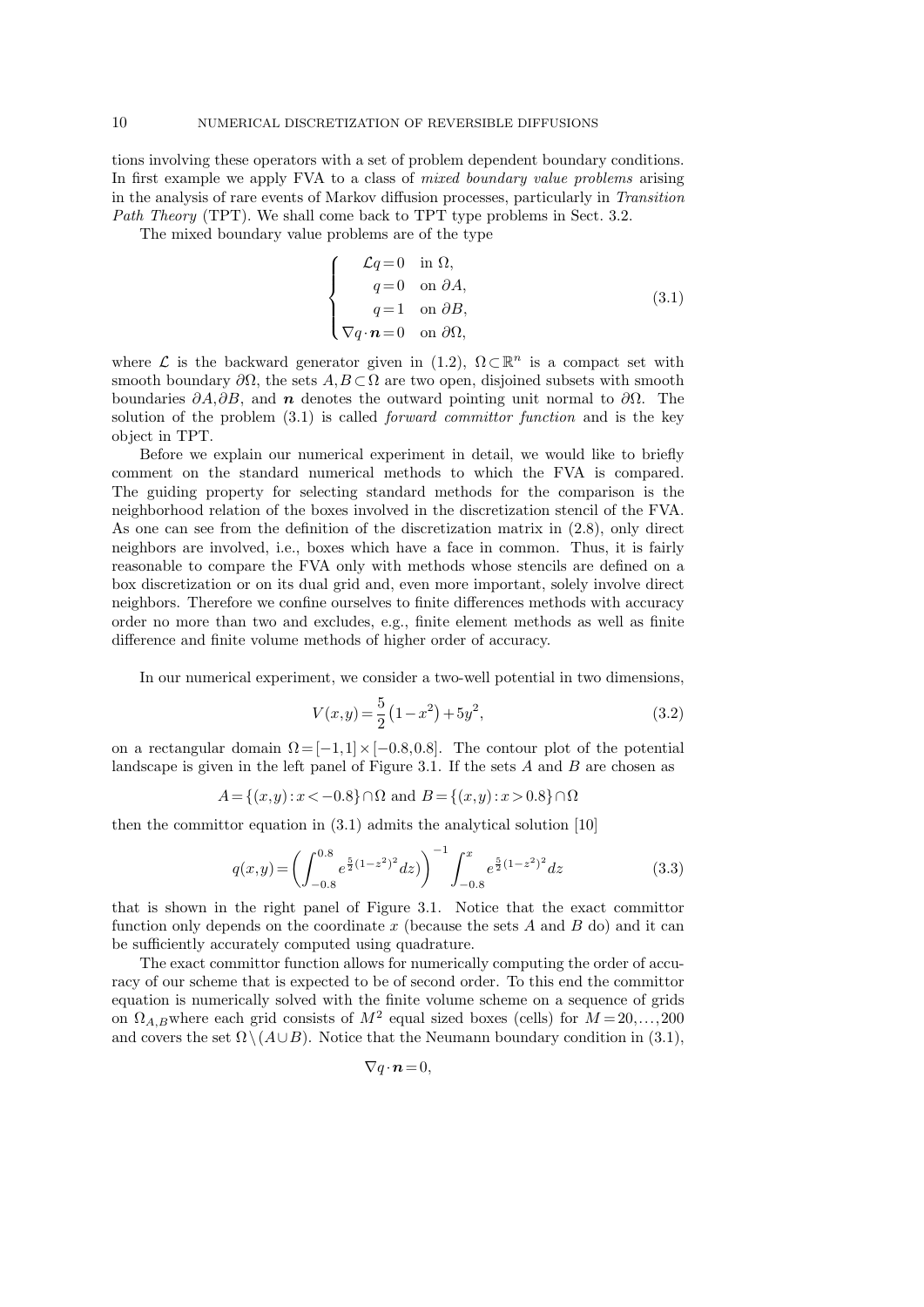tions involving these operators with a set of problem dependent boundary conditions. In first example we apply FVA to a class of *mixed boundary value problems* arising in the analysis of rare events of Markov diffusion processes, particularly in *Transition Path Theory* (TPT). We shall come back to TPT type problems in Sect. 3.2.

The mixed boundary value problems are of the type

$$\begin{cases} \mathcal{L}q = 0 & \text{in } \Omega, \\ q = 0 & \text{on } \partial A, \\ q = 1 & \text{on } \partial B, \\ \nabla q \cdot \boldsymbol{n} = 0 & \text{on } \partial\Omega, \end{cases} \tag{3.1}$$

where $\mathcal{L}$ is the backward generator given in (1.2), $\Omega \subset \mathbb{R}^n$ is a compact set with smooth boundary $\partial\Omega$, the sets $A, B \subset \Omega$ are two open, disjoined subsets with smooth boundaries $\partial A, \partial B$, and $\boldsymbol{n}$ denotes the outward pointing unit normal to $\partial\Omega$. The solution of the problem (3.1) is called *forward committor function* and is the key object in TPT.

Before we explain our numerical experiment in detail, we would like to briefly comment on the standard numerical methods to which the FVA is compared. The guiding property for selecting standard methods for the comparison is the neighborhood relation of the boxes involved in the discretization stencil of the FVA. As one can see from the definition of the discretization matrix in (2.8), only direct neighbors are involved, i.e., boxes which have a face in common. Thus, it is fairly reasonable to compare the FVA only with methods whose stencils are defined on a box discretization or on its dual grid and, even more important, solely involve direct neighbors. Therefore we confine ourselves to finite differences methods with accuracy order no more than two and excludes, e.g., finite element methods as well as finite difference and finite volume methods of higher order of accuracy.

In our numerical experiment, we consider a two-well potential in two dimensions,

$$V(x,y) = \frac{5}{2}\left(1 - x^2\right) + 5y^2, \tag{3.2}$$

on a rectangular domain $\Omega = [-1,1] \times [-0.8, 0.8]$. The contour plot of the potential landscape is given in the left panel of Figure 3.1. If the sets $A$ and $B$ are chosen as

$$A = \{(x,y) : x < -0.8\} \cap \Omega \text{ and } B = \{(x,y) : x > 0.8\} \cap \Omega$$

then the committor equation in (3.1) admits the analytical solution [10]

$$q(x,y) = \left( \int_{-0.8}^{0.8} e^{\frac{5}{2}(1-z^2)^2} dz \right)^{-1} \int_{-0.8}^{x} e^{\frac{5}{2}(1-z^2)^2} dz \tag{3.3}$$

that is shown in the right panel of Figure 3.1. Notice that the exact committor function only depends on the coordinate $x$ (because the sets $A$ and $B$ do) and it can be sufficiently accurately computed using quadrature.

The exact committor function allows for numerically computing the order of accuracy of our scheme that is expected to be of second order. To this end the committor equation is numerically solved with the finite volume scheme on a sequence of grids on $\Omega_{A,B}$where each grid consists of $M^2$ equal sized boxes (cells) for $M = 20, \ldots, 200$ and covers the set $\Omega \setminus (A \cup B)$. Notice that the Neumann boundary condition in (3.1),

$$\nabla q \cdot \boldsymbol{n} = 0,$$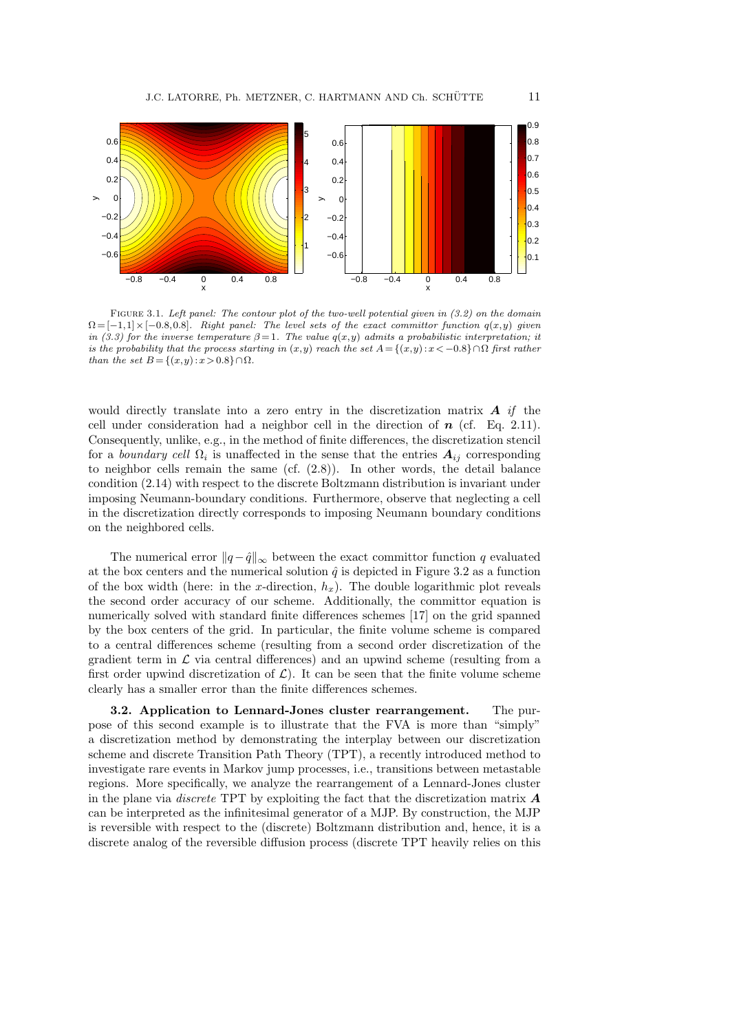FIGURE 3.1. *Left panel: The contour plot of the two-well potential given in (3.2) on the domain $\Omega=[-1,1]\times[-0.8,0.8]$. Right panel: The level sets of the exact committor function $q(x,y)$ given in (3.3) for the inverse temperature $\beta=1$. The value $q(x,y)$ admits a probabilistic interpretation; it is the probability that the process starting in $(x,y)$ reach the set $A=\{(x,y):x<-0.8\}\cap\Omega$ first rather than the set $B=\{(x,y):x>0.8\}\cap\Omega$.*

would directly translate into a zero entry in the discretization matrix $\boldsymbol{A}$ *if* the cell under consideration had a neighbor cell in the direction of $\boldsymbol{n}$ (cf. Eq. 2.11). Consequently, unlike, e.g., in the method of finite differences, the discretization stencil for a *boundary cell* $\Omega_i$ is unaffected in the sense that the entries $\boldsymbol{A}_{ij}$ corresponding to neighbor cells remain the same (cf. (2.8)). In other words, the detail balance condition (2.14) with respect to the discrete Boltzmann distribution is invariant under imposing Neumann-boundary conditions. Furthermore, observe that neglecting a cell in the discretization directly corresponds to imposing Neumann boundary conditions on the neighbored cells.

The numerical error $\|q-\hat{q}\|_\infty$ between the exact committor function $q$ evaluated at the box centers and the numerical solution $\hat{q}$ is depicted in Figure 3.2 as a function of the box width (here: in the $x$-direction, $h_x$). The double logarithmic plot reveals the second order accuracy of our scheme. Additionally, the committor equation is numerically solved with standard finite differences schemes [17] on the grid spanned by the box centers of the grid. In particular, the finite volume scheme is compared to a central differences scheme (resulting from a second order discretization of the gradient term in $\mathcal{L}$ via central differences) and an upwind scheme (resulting from a first order upwind discretization of $\mathcal{L}$). It can be seen that the finite volume scheme clearly has a smaller error than the finite differences schemes.

**3.2. Application to Lennard-Jones cluster rearrangement.** The purpose of this second example is to illustrate that the FVA is more than "simply" a discretization method by demonstrating the interplay between our discretization scheme and discrete Transition Path Theory (TPT), a recently introduced method to investigate rare events in Markov jump processes, i.e., transitions between metastable regions. More specifically, we analyze the rearrangement of a Lennard-Jones cluster in the plane via *discrete* TPT by exploiting the fact that the discretization matrix $\boldsymbol{A}$ can be interpreted as the infinitesimal generator of a MJP. By construction, the MJP is reversible with respect to the (discrete) Boltzmann distribution and, hence, it is a discrete analog of the reversible diffusion process (discrete TPT heavily relies on this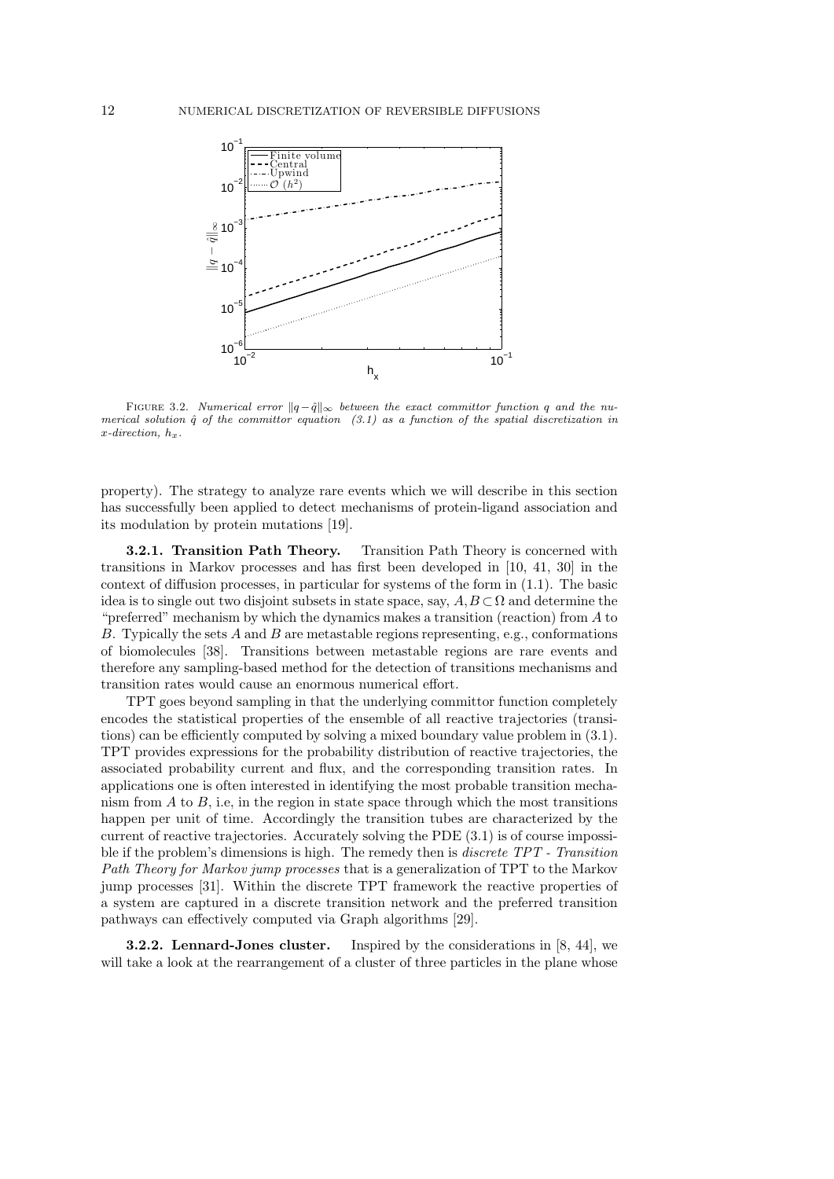FIGURE 3.2. *Numerical error $\|q - \hat{q}\|_\infty$ between the exact committor function $q$ and the numerical solution $\hat{q}$ of the committor equation (3.1) as a function of the spatial discretization in $x$-direction, $h_x$.*

property). The strategy to analyze rare events which we will describe in this section has successfully been applied to detect mechanisms of protein-ligand association and its modulation by protein mutations [19].

**3.2.1. Transition Path Theory.** Transition Path Theory is concerned with transitions in Markov processes and has first been developed in [10, 41, 30] in the context of diffusion processes, in particular for systems of the form in (1.1). The basic idea is to single out two disjoint subsets in state space, say, $A, B \subset \Omega$ and determine the "preferred" mechanism by which the dynamics makes a transition (reaction) from $A$ to $B$. Typically the sets $A$ and $B$ are metastable regions representing, e.g., conformations of biomolecules [38]. Transitions between metastable regions are rare events and therefore any sampling-based method for the detection of transitions mechanisms and transition rates would cause an enormous numerical effort.

TPT goes beyond sampling in that the underlying committor function completely encodes the statistical properties of the ensemble of all reactive trajectories (transitions) can be efficiently computed by solving a mixed boundary value problem in (3.1). TPT provides expressions for the probability distribution of reactive trajectories, the associated probability current and flux, and the corresponding transition rates. In applications one is often interested in identifying the most probable transition mechanism from $A$ to $B$, i.e, in the region in state space through which the most transitions happen per unit of time. Accordingly the transition tubes are characterized by the current of reactive trajectories. Accurately solving the PDE (3.1) is of course impossible if the problem's dimensions is high. The remedy then is *discrete TPT - Transition Path Theory for Markov jump processes* that is a generalization of TPT to the Markov jump processes [31]. Within the discrete TPT framework the reactive properties of a system are captured in a discrete transition network and the preferred transition pathways can effectively computed via Graph algorithms [29].

**3.2.2. Lennard-Jones cluster.** Inspired by the considerations in [8, 44], we will take a look at the rearrangement of a cluster of three particles in the plane whose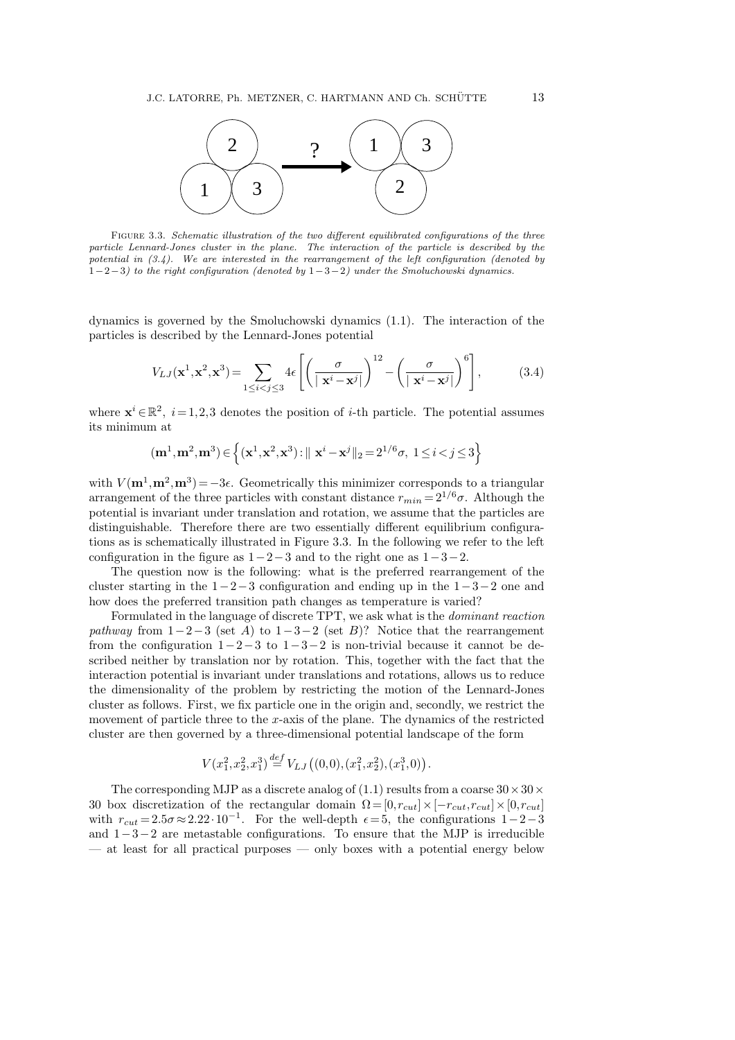FIGURE 3.3. *Schematic illustration of the two different equilibrated configurations of the three particle Lennard-Jones cluster in the plane. The interaction of the particle is described by the potential in (3.4). We are interested in the rearrangement of the left configuration (denoted by $1-2-3$) to the right configuration (denoted by $1-3-2$) under the Smoluchowski dynamics.*

dynamics is governed by the Smoluchowski dynamics (1.1). The interaction of the particles is described by the Lennard-Jones potential

$$V_{LJ}(\mathbf{x}^1,\mathbf{x}^2,\mathbf{x}^3) = \sum_{1\leq i<j\leq 3} 4\epsilon\left[\left(\frac{\sigma}{|\mathbf{x}^i-\mathbf{x}^j|}\right)^{12} - \left(\frac{\sigma}{|\mathbf{x}^i-\mathbf{x}^j|}\right)^{6}\right], \tag{3.4}$$

where $\mathbf{x}^i \in \mathbb{R}^2,\ i=1,2,3$ denotes the position of $i$-th particle. The potential assumes its minimum at

$$(\mathbf{m}^1,\mathbf{m}^2,\mathbf{m}^3) \in \left\{(\mathbf{x}^1,\mathbf{x}^2,\mathbf{x}^3) : \|\mathbf{x}^i-\mathbf{x}^j\|_2 = 2^{1/6}\sigma,\ 1\leq i<j\leq 3\right\}$$

with $V(\mathbf{m}^1,\mathbf{m}^2,\mathbf{m}^3) = -3\epsilon$. Geometrically this minimizer corresponds to a triangular arrangement of the three particles with constant distance $r_{min} = 2^{1/6}\sigma$. Although the potential is invariant under translation and rotation, we assume that the particles are distinguishable. Therefore there are two essentially different equilibrium configurations as is schematically illustrated in Figure 3.3. In the following we refer to the left configuration in the figure as $1-2-3$ and to the right one as $1-3-2$.

The question now is the following: what is the preferred rearrangement of the cluster starting in the $1-2-3$ configuration and ending up in the $1-3-2$ one and how does the preferred transition path changes as temperature is varied?

Formulated in the language of discrete TPT, we ask what is the *dominant reaction pathway* from $1-2-3$ (set $A$) to $1-3-2$ (set $B$)? Notice that the rearrangement from the configuration $1-2-3$ to $1-3-2$ is non-trivial because it cannot be described neither by translation nor by rotation. This, together with the fact that the interaction potential is invariant under translations and rotations, allows us to reduce the dimensionality of the problem by restricting the motion of the Lennard-Jones cluster as follows. First, we fix particle one in the origin and, secondly, we restrict the movement of particle three to the $x$-axis of the plane. The dynamics of the restricted cluster are then governed by a three-dimensional potential landscape of the form

$$V(x_1^2,x_2^2,x_1^3) \stackrel{def}{=} V_{LJ}\left((0,0),(x_1^2,x_2^2),(x_1^3,0)\right).$$

The corresponding MJP as a discrete analog of (1.1) results from a coarse $30\times 30\times 30$ box discretization of the rectangular domain $\Omega = [0,r_{cut}]\times[-r_{cut},r_{cut}]\times[0,r_{cut}]$ with $r_{cut} = 2.5\sigma \approx 2.22\cdot 10^{-1}$. For the well-depth $\epsilon = 5$, the configurations $1-2-3$ and $1-3-2$ are metastable configurations. To ensure that the MJP is irreducible — at least for all practical purposes — only boxes with a potential energy below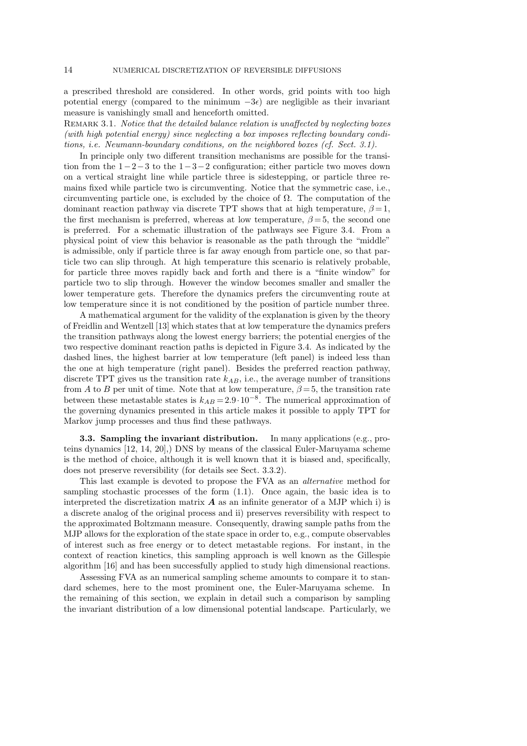a prescribed threshold are considered. In other words, grid points with too high potential energy (compared to the minimum $-3\epsilon$) are negligible as their invariant measure is vanishingly small and henceforth omitted.

Remark 3.1. *Notice that the detailed balance relation is unaffected by neglecting boxes (with high potential energy) since neglecting a box imposes reflecting boundary conditions, i.e. Neumann-boundary conditions, on the neighbored boxes (cf. Sect. 3.1).*

In principle only two different transition mechanisms are possible for the transition from the $1-2-3$ to the $1-3-2$ configuration; either particle two moves down on a vertical straight line while particle three is sidestepping, or particle three remains fixed while particle two is circumventing. Notice that the symmetric case, i.e., circumventing particle one, is excluded by the choice of $\Omega$. The computation of the dominant reaction pathway via discrete TPT shows that at high temperature, $\beta=1$, the first mechanism is preferred, whereas at low temperature, $\beta=5$, the second one is preferred. For a schematic illustration of the pathways see Figure 3.4. From a physical point of view this behavior is reasonable as the path through the "middle" is admissible, only if particle three is far away enough from particle one, so that particle two can slip through. At high temperature this scenario is relatively probable, for particle three moves rapidly back and forth and there is a "finite window" for particle two to slip through. However the window becomes smaller and smaller the lower temperature gets. Therefore the dynamics prefers the circumventing route at low temperature since it is not conditioned by the position of particle number three.

A mathematical argument for the validity of the explanation is given by the theory of Freidlin and Wentzell [13] which states that at low temperature the dynamics prefers the transition pathways along the lowest energy barriers; the potential energies of the two respective dominant reaction paths is depicted in Figure 3.4. As indicated by the dashed lines, the highest barrier at low temperature (left panel) is indeed less than the one at high temperature (right panel). Besides the preferred reaction pathway, discrete TPT gives us the transition rate $k_{AB}$, i.e., the average number of transitions from $A$ to $B$ per unit of time. Note that at low temperature, $\beta=5$, the transition rate between these metastable states is $k_{AB}=2.9\cdot 10^{-8}$. The numerical approximation of the governing dynamics presented in this article makes it possible to apply TPT for Markov jump processes and thus find these pathways.

**3.3. Sampling the invariant distribution.** In many applications (e.g., proteins dynamics [12, 14, 20],) DNS by means of the classical Euler-Maruyama scheme is the method of choice, although it is well known that it is biased and, specifically, does not preserve reversibility (for details see Sect. 3.3.2).

This last example is devoted to propose the FVA as an *alternative* method for sampling stochastic processes of the form (1.1). Once again, the basic idea is to interpreted the discretization matrix $\boldsymbol{A}$ as an infinite generator of a MJP which i) is a discrete analog of the original process and ii) preserves reversibility with respect to the approximated Boltzmann measure. Consequently, drawing sample paths from the MJP allows for the exploration of the state space in order to, e.g., compute observables of interest such as free energy or to detect metastable regions. For instant, in the context of reaction kinetics, this sampling approach is well known as the Gillespie algorithm [16] and has been successfully applied to study high dimensional reactions.

Assessing FVA as an numerical sampling scheme amounts to compare it to standard schemes, here to the most prominent one, the Euler-Maruyama scheme. In the remaining of this section, we explain in detail such a comparison by sampling the invariant distribution of a low dimensional potential landscape. Particularly, we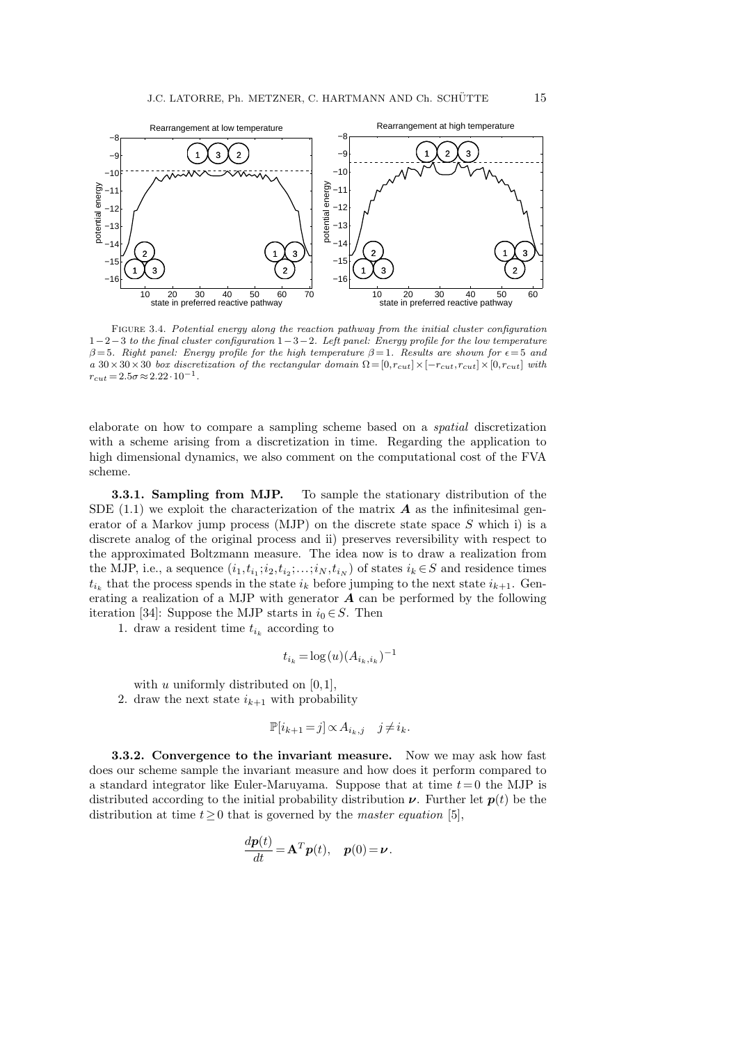FIGURE 3.4. *Potential energy along the reaction pathway from the initial cluster configuration $1-2-3$ to the final cluster configuration $1-3-2$. Left panel: Energy profile for the low temperature $\beta=5$. Right panel: Energy profile for the high temperature $\beta=1$. Results are shown for $\epsilon=5$ and a $30\times30\times30$ box discretization of the rectangular domain $\Omega=[0,r_{cut}]\times[-r_{cut},r_{cut}]\times[0,r_{cut}]$ with $r_{cut}=2.5\sigma\approx2.22\cdot10^{-1}$.*

elaborate on how to compare a sampling scheme based on a *spatial* discretization with a scheme arising from a discretization in time. Regarding the application to high dimensional dynamics, we also comment on the computational cost of the FVA scheme.

**3.3.1. Sampling from MJP.** To sample the stationary distribution of the SDE (1.1) we exploit the characterization of the matrix $\boldsymbol{A}$ as the infinitesimal generator of a Markov jump process (MJP) on the discrete state space $S$ which i) is a discrete analog of the original process and ii) preserves reversibility with respect to the approximated Boltzmann measure. The idea now is to draw a realization from the MJP, i.e., a sequence $(i_1,t_{i_1};i_2,t_{i_2};\ldots;i_N,t_{i_N})$ of states $i_k\in S$ and residence times $t_{i_k}$ that the process spends in the state $i_k$ before jumping to the next state $i_{k+1}$. Generating a realization of a MJP with generator $\boldsymbol{A}$ can be performed by the following iteration [34]: Suppose the MJP starts in $i_0\in S$. Then

1. draw a resident time $t_{i_k}$ according to

$$t_{i_k}=\log(u)(A_{i_k,i_k})^{-1}$$

with $u$ uniformly distributed on $[0,1]$,

2. draw the next state $i_{k+1}$ with probability

$$\mathbb{P}[i_{k+1}=j]\propto A_{i_k,j}\quad j\neq i_k.$$

**3.3.2. Convergence to the invariant measure.** Now we may ask how fast does our scheme sample the invariant measure and how does it perform compared to a standard integrator like Euler-Maruyama. Suppose that at time $t=0$ the MJP is distributed according to the initial probability distribution $\boldsymbol{\nu}$. Further let $\boldsymbol{p}(t)$ be the distribution at time $t\geq0$ that is governed by the *master equation* [5],

$$\frac{d\boldsymbol{p}(t)}{dt}=\mathbf{A}^T\boldsymbol{p}(t),\quad \boldsymbol{p}(0)=\boldsymbol{\nu}.$$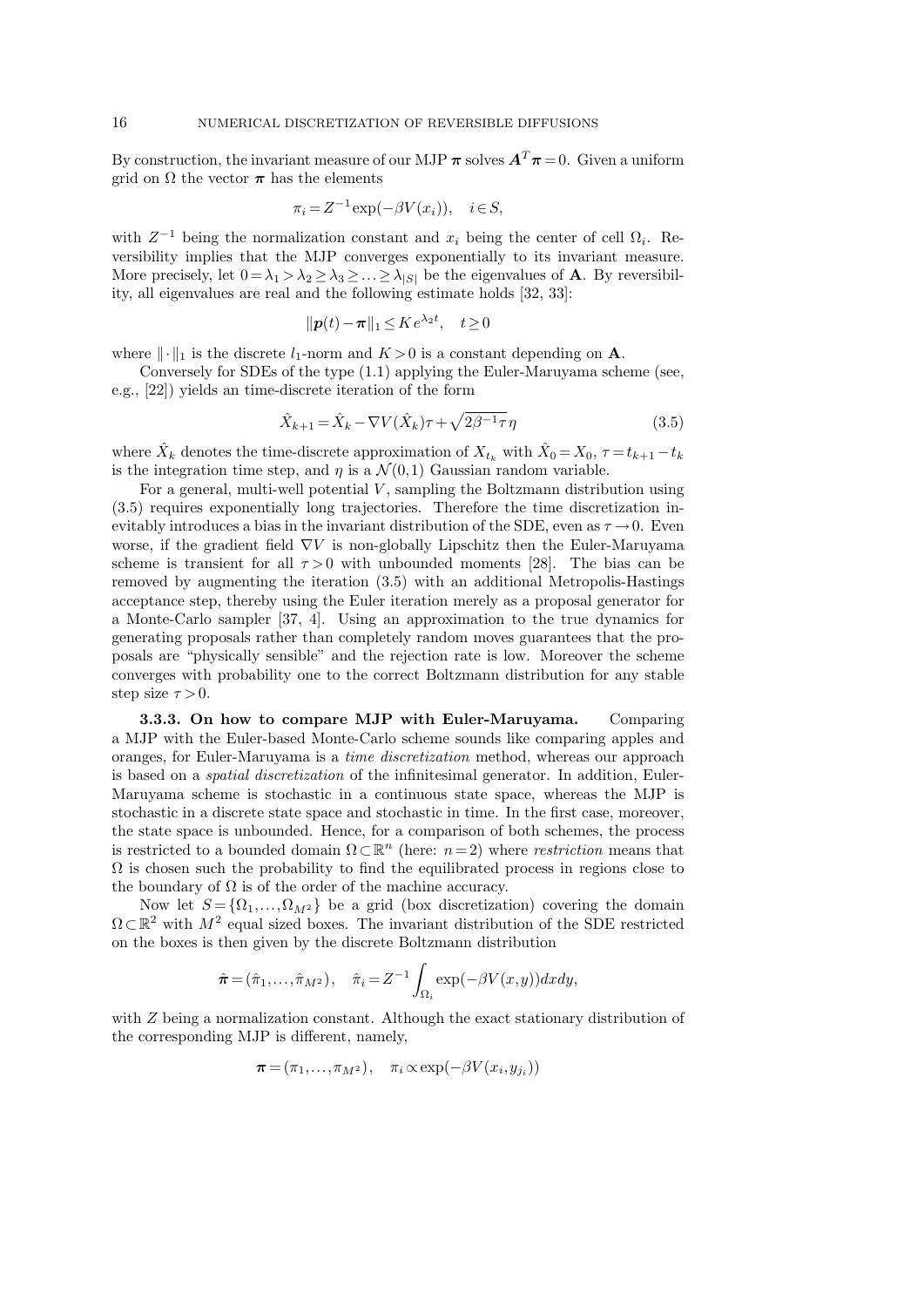By construction, the invariant measure of our MJP $\boldsymbol{\pi}$ solves $\boldsymbol{A}^T\boldsymbol{\pi}=0$. Given a uniform grid on $\Omega$ the vector $\boldsymbol{\pi}$ has the elements

$$\pi_i = Z^{-1}\exp(-\beta V(x_i)), \quad i\in S,$$

with $Z^{-1}$ being the normalization constant and $x_i$ being the center of cell $\Omega_i$. Reversibility implies that the MJP converges exponentially to its invariant measure. More precisely, let $0=\lambda_1>\lambda_2\geq\lambda_3\geq\ldots\geq\lambda_{|S|}$ be the eigenvalues of $\mathbf{A}$. By reversibility, all eigenvalues are real and the following estimate holds [32, 33]:

$$\|\boldsymbol{p}(t)-\boldsymbol{\pi}\|_1 \leq K e^{\lambda_2 t}, \quad t\geq 0$$

where $\|\cdot\|_1$ is the discrete $l_1$-norm and $K>0$ is a constant depending on $\mathbf{A}$.

Conversely for SDEs of the type (1.1) applying the Euler-Maruyama scheme (see, e.g., [22]) yields an time-discrete iteration of the form

$$\hat{X}_{k+1} = \hat{X}_k - \nabla V(\hat{X}_k)\tau + \sqrt{2\beta^{-1}\tau}\,\eta \tag{3.5}$$

where $\hat{X}_k$ denotes the time-discrete approximation of $X_{t_k}$ with $\hat{X}_0=X_0$, $\tau=t_{k+1}-t_k$ is the integration time step, and $\eta$ is a $\mathcal{N}(0,1)$ Gaussian random variable.

For a general, multi-well potential $V$, sampling the Boltzmann distribution using (3.5) requires exponentially long trajectories. Therefore the time discretization inevitably introduces a bias in the invariant distribution of the SDE, even as $\tau\to 0$. Even worse, if the gradient field $\nabla V$ is non-globally Lipschitz then the Euler-Maruyama scheme is transient for all $\tau>0$ with unbounded moments [28]. The bias can be removed by augmenting the iteration (3.5) with an additional Metropolis-Hastings acceptance step, thereby using the Euler iteration merely as a proposal generator for a Monte-Carlo sampler [37, 4]. Using an approximation to the true dynamics for generating proposals rather than completely random moves guarantees that the proposals are "physically sensible" and the rejection rate is low. Moreover the scheme converges with probability one to the correct Boltzmann distribution for any stable step size $\tau>0$.

**3.3.3. On how to compare MJP with Euler-Maruyama.** Comparing a MJP with the Euler-based Monte-Carlo scheme sounds like comparing apples and oranges, for Euler-Maruyama is a *time discretization* method, whereas our approach is based on a *spatial discretization* of the infinitesimal generator. In addition, Euler-Maruyama scheme is stochastic in a continuous state space, whereas the MJP is stochastic in a discrete state space and stochastic in time. In the first case, moreover, the state space is unbounded. Hence, for a comparison of both schemes, the process is restricted to a bounded domain $\Omega\subset\mathbb{R}^n$ (here: $n=2$) where *restriction* means that $\Omega$ is chosen such the probability to find the equilibrated process in regions close to the boundary of $\Omega$ is of the order of the machine accuracy.

Now let $S=\{\Omega_1,\ldots,\Omega_{M^2}\}$ be a grid (box discretization) covering the domain $\Omega\subset\mathbb{R}^2$ with $M^2$ equal sized boxes. The invariant distribution of the SDE restricted on the boxes is then given by the discrete Boltzmann distribution

$$\hat{\boldsymbol{\pi}} = (\hat{\pi}_1,\ldots,\hat{\pi}_{M^2}), \quad \hat{\pi}_i = Z^{-1}\int_{\Omega_i}\exp(-\beta V(x,y))dxdy,$$

with $Z$ being a normalization constant. Although the exact stationary distribution of the corresponding MJP is different, namely,

$$\boldsymbol{\pi} = (\pi_1,\ldots,\pi_{M^2}), \quad \pi_i \propto \exp(-\beta V(x_i,y_{j_i}))$$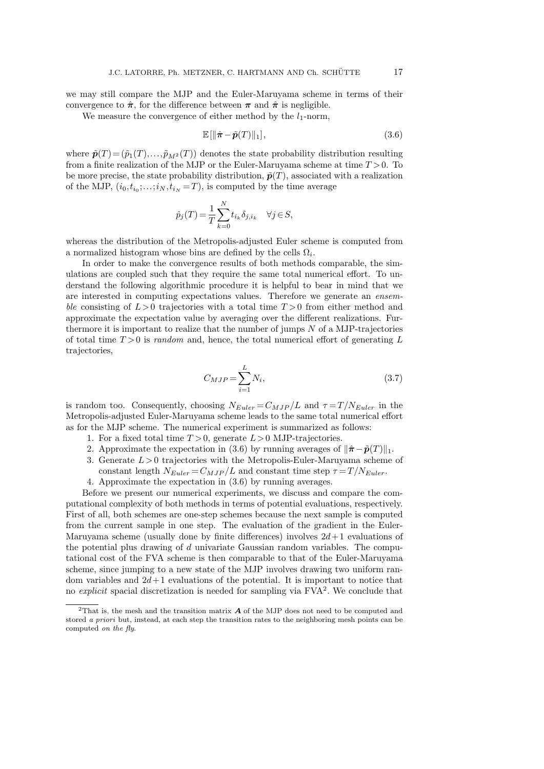we may still compare the MJP and the Euler-Maruyama scheme in terms of their convergence to $\hat{\boldsymbol{\pi}}$, for the difference between $\boldsymbol{\pi}$ and $\hat{\boldsymbol{\pi}}$ is negligible.

We measure the convergence of either method by the $l_1$-norm,

$$\mathbb{E}[\|\hat{\boldsymbol{\pi}} - \tilde{\boldsymbol{p}}(T)\|_1], \tag{3.6}$$

where $\tilde{\boldsymbol{p}}(T) = (\tilde{p}_1(T),\ldots,\tilde{p}_{M^2}(T))$ denotes the state probability distribution resulting from a finite realization of the MJP or the Euler-Maruyama scheme at time $T>0$. To be more precise, the state probability distribution, $\tilde{\boldsymbol{p}}(T)$, associated with a realization of the MJP, $(i_0,t_{i_0};\ldots;i_N,t_{i_N}=T)$, is computed by the time average

$$\hat{p}_j(T) = \frac{1}{T}\sum_{k=0}^{N} t_{i_k}\delta_{j,i_k} \quad \forall j \in S,$$

whereas the distribution of the Metropolis-adjusted Euler scheme is computed from a normalized histogram whose bins are defined by the cells $\Omega_i$.

In order to make the convergence results of both methods comparable, the simulations are coupled such that they require the same total numerical effort. To understand the following algorithmic procedure it is helpful to bear in mind that we are interested in computing expectations values. Therefore we generate an *ensemble* consisting of $L>0$ trajectories with a total time $T>0$ from either method and approximate the expectation value by averaging over the different realizations. Furthermore it is important to realize that the number of jumps $N$ of a MJP-trajectories of total time $T>0$ is *random* and, hence, the total numerical effort of generating $L$ trajectories,

$$C_{MJP} = \sum_{i=1}^{L} N_i, \tag{3.7}$$

is random too. Consequently, choosing $N_{Euler} = C_{MJP}/L$ and $\tau = T/N_{Euler}$ in the Metropolis-adjusted Euler-Maruyama scheme leads to the same total numerical effort as for the MJP scheme. The numerical experiment is summarized as follows:

1. For a fixed total time $T>0$, generate $L>0$ MJP-trajectories.
2. Approximate the expectation in (3.6) by running averages of $\|\hat{\boldsymbol{\pi}} - \tilde{\boldsymbol{p}}(T)\|_1$.
3. Generate $L>0$ trajectories with the Metropolis-Euler-Maruyama scheme of constant length $N_{Euler} = C_{MJP}/L$ and constant time step $\tau = T/N_{Euler}$.
4. Approximate the expectation in (3.6) by running averages.

Before we present our numerical experiments, we discuss and compare the computational complexity of both methods in terms of potential evaluations, respectively. First of all, both schemes are one-step schemes because the next sample is computed from the current sample in one step. The evaluation of the gradient in the Euler-Maruyama scheme (usually done by finite differences) involves $2d+1$ evaluations of the potential plus drawing of $d$ univariate Gaussian random variables. The computational cost of the FVA scheme is then comparable to that of the Euler-Maruyama scheme, since jumping to a new state of the MJP involves drawing two uniform random variables and $2d+1$ evaluations of the potential. It is important to notice that no *explicit* spacial discretization is needed for sampling via FVA[2]. We conclude that

[2] That is, the mesh and the transition matrix $\boldsymbol{A}$ of the MJP does not need to be computed and stored *a priori* but, instead, at each step the transition rates to the neighboring mesh points can be computed *on the fly*.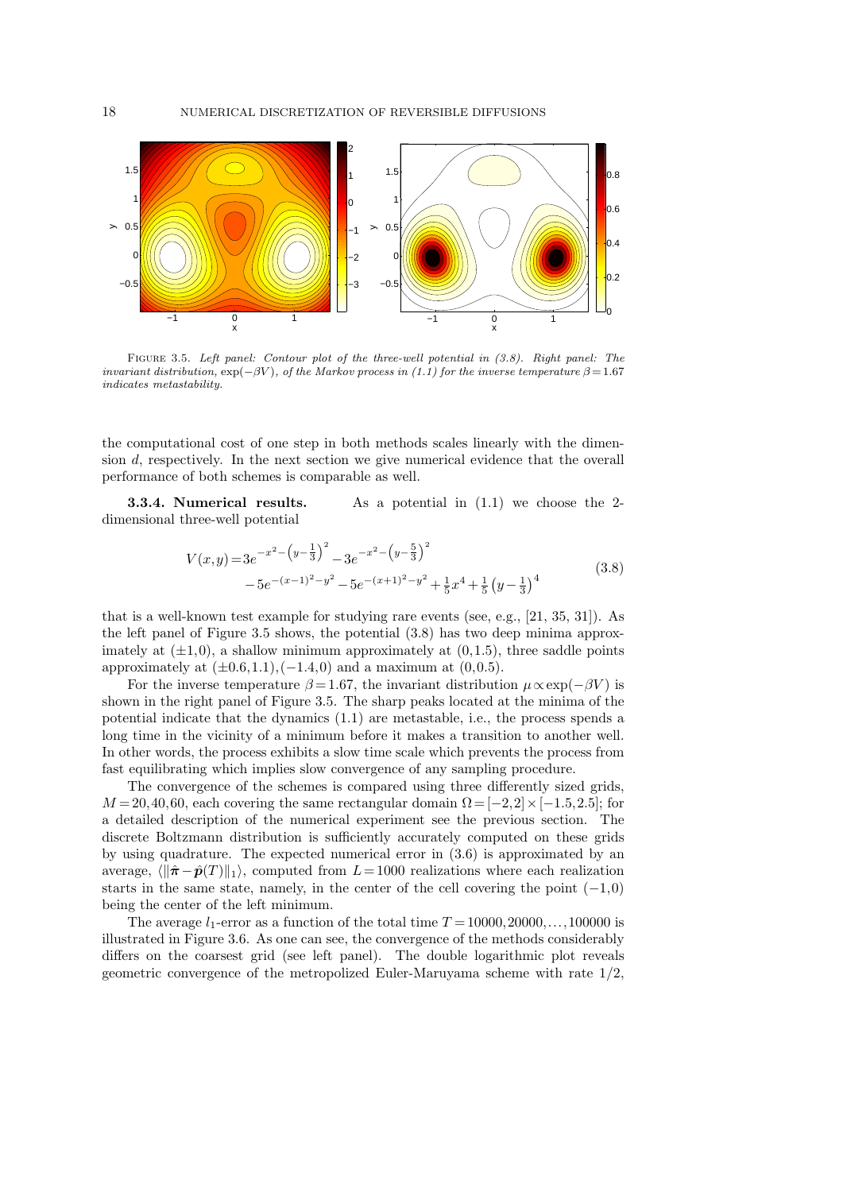FIGURE 3.5. *Left panel: Contour plot of the three-well potential in (3.8). Right panel: The invariant distribution, $\exp(-\beta V)$, of the Markov process in (1.1) for the inverse temperature $\beta = 1.67$ indicates metastability.*

the computational cost of one step in both methods scales linearly with the dimension $d$, respectively. In the next section we give numerical evidence that the overall performance of both schemes is comparable as well.

**3.3.4. Numerical results.** As a potential in (1.1) we choose the 2-dimensional three-well potential

$$
\begin{aligned}
V(x,y) = & 3e^{-x^2-\left(y-\frac{1}{3}\right)^2} - 3e^{-x^2-\left(y-\frac{5}{3}\right)^2} \\
& - 5e^{-(x-1)^2-y^2} - 5e^{-(x+1)^2-y^2} + \tfrac{1}{5}x^4 + \tfrac{1}{5}\left(y-\tfrac{1}{3}\right)^4
\end{aligned}
\tag{3.8}
$$

that is a well-known test example for studying rare events (see, e.g., [21, 35, 31]). As the left panel of Figure 3.5 shows, the potential (3.8) has two deep minima approximately at $(\pm 1, 0)$, a shallow minimum approximately at $(0, 1.5)$, three saddle points approximately at $(\pm 0.6, 1.1), (-1.4, 0)$ and a maximum at $(0, 0.5)$.

For the inverse temperature $\beta = 1.67$, the invariant distribution $\mu \propto \exp(-\beta V)$ is shown in the right panel of Figure 3.5. The sharp peaks located at the minima of the potential indicate that the dynamics (1.1) are metastable, i.e., the process spends a long time in the vicinity of a minimum before it makes a transition to another well. In other words, the process exhibits a slow time scale which prevents the process from fast equilibrating which implies slow convergence of any sampling procedure.

The convergence of the schemes is compared using three differently sized grids, $M = 20, 40, 60$, each covering the same rectangular domain $\Omega = [-2, 2] \times [-1.5, 2.5]$; for a detailed description of the numerical experiment see the previous section. The discrete Boltzmann distribution is sufficiently accurately computed on these grids by using quadrature. The expected numerical error in (3.6) is approximated by an average, $\langle \|\hat{\boldsymbol{\pi}} - \hat{\boldsymbol{p}}(T)\|_1 \rangle$, computed from $L = 1000$ realizations where each realization starts in the same state, namely, in the center of the cell covering the point $(-1, 0)$ being the center of the left minimum.

The average $l_1$-error as a function of the total time $T = 10000, 20000, \ldots, 100000$ is illustrated in Figure 3.6. As one can see, the convergence of the methods considerably differs on the coarsest grid (see left panel). The double logarithmic plot reveals geometric convergence of the metropolized Euler-Maruyama scheme with rate $1/2$,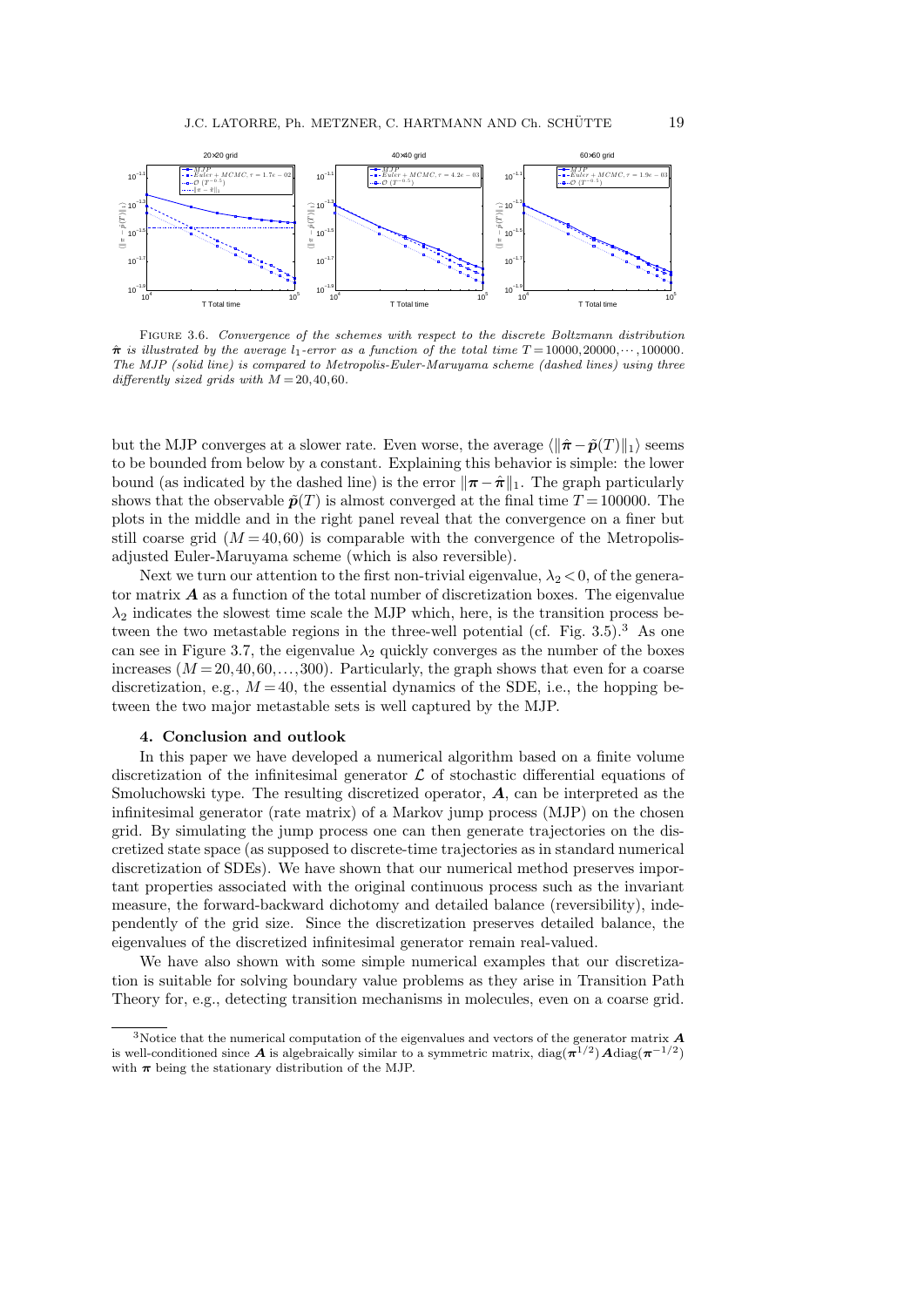FIGURE 3.6. *Convergence of the schemes with respect to the discrete Boltzmann distribution $\hat{\boldsymbol{\pi}}$ is illustrated by the average $l_1$-error as a function of the total time $T = 10000, 20000, \cdots, 100000$. The MJP (solid line) is compared to Metropolis-Euler-Maruyama scheme (dashed lines) using three differently sized grids with $M = 20, 40, 60$.*

but the MJP converges at a slower rate. Even worse, the average $\langle \|\hat{\boldsymbol{\pi}} - \tilde{\boldsymbol{p}}(T)\|_1 \rangle$ seems to be bounded from below by a constant. Explaining this behavior is simple: the lower bound (as indicated by the dashed line) is the error $\|\boldsymbol{\pi} - \hat{\boldsymbol{\pi}}\|_1$. The graph particularly shows that the observable $\tilde{\boldsymbol{p}}(T)$ is almost converged at the final time $T = 100000$. The plots in the middle and in the right panel reveal that the convergence on a finer but still coarse grid ($M = 40, 60$) is comparable with the convergence of the Metropolis-adjusted Euler-Maruyama scheme (which is also reversible).

Next we turn our attention to the first non-trivial eigenvalue, $\lambda_2 < 0$, of the generator matrix $\boldsymbol{A}$ as a function of the total number of discretization boxes. The eigenvalue $\lambda_2$ indicates the slowest time scale the MJP which, here, is the transition process between the two metastable regions in the three-well potential (cf. Fig. 3.5).[3] As one can see in Figure 3.7, the eigenvalue $\lambda_2$ quickly converges as the number of the boxes increases ($M = 20, 40, 60, \ldots, 300$). Particularly, the graph shows that even for a coarse discretization, e.g., $M = 40$, the essential dynamics of the SDE, i.e., the hopping between the two major metastable sets is well captured by the MJP.

## 4. Conclusion and outlook

In this paper we have developed a numerical algorithm based on a finite volume discretization of the infinitesimal generator $\mathcal{L}$ of stochastic differential equations of Smoluchowski type. The resulting discretized operator, $\boldsymbol{A}$, can be interpreted as the infinitesimal generator (rate matrix) of a Markov jump process (MJP) on the chosen grid. By simulating the jump process one can then generate trajectories on the discretized state space (as supposed to discrete-time trajectories as in standard numerical discretization of SDEs). We have shown that our numerical method preserves important properties associated with the original continuous process such as the invariant measure, the forward-backward dichotomy and detailed balance (reversibility), independently of the grid size. Since the discretization preserves detailed balance, the eigenvalues of the discretized infinitesimal generator remain real-valued.

We have also shown with some simple numerical examples that our discretization is suitable for solving boundary value problems as they arise in Transition Path Theory for, e.g., detecting transition mechanisms in molecules, even on a coarse grid.

[3] Notice that the numerical computation of the eigenvalues and vectors of the generator matrix $\boldsymbol{A}$ is well-conditioned since $\boldsymbol{A}$ is algebraically similar to a symmetric matrix, $\mathrm{diag}(\boldsymbol{\pi}^{1/2})\boldsymbol{A}\mathrm{diag}(\boldsymbol{\pi}^{-1/2})$ with $\boldsymbol{\pi}$ being the stationary distribution of the MJP.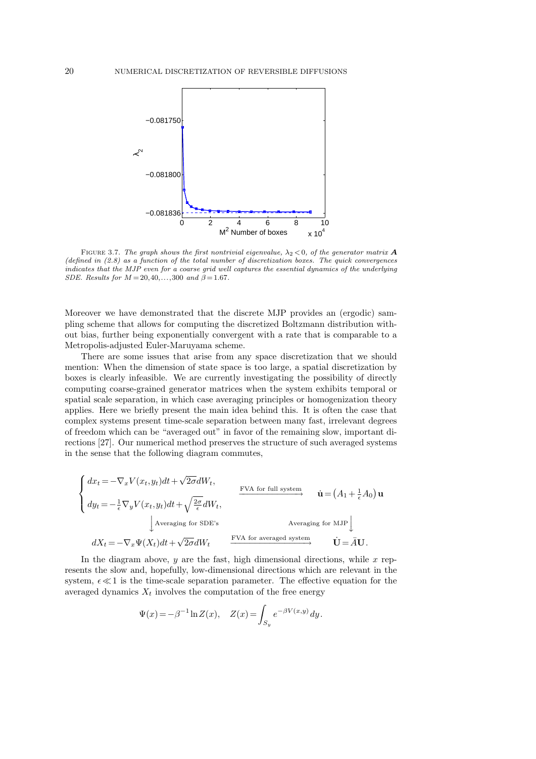FIGURE 3.7. *The graph shows the first nontrivial eigenvalue, $\lambda_2 < 0$, of the generator matrix $\boldsymbol{A}$ (defined in (2.8) as a function of the total number of discretization boxes. The quick convergences indicates that the MJP even for a coarse grid well captures the essential dynamics of the underlying SDE. Results for $M = 20, 40, \ldots, 300$ and $\beta = 1.67$.*

Moreover we have demonstrated that the discrete MJP provides an (ergodic) sampling scheme that allows for computing the discretized Boltzmann distribution without bias, further being exponentially convergent with a rate that is comparable to a Metropolis-adjusted Euler-Maruyama scheme.

There are some issues that arise from any space discretization that we should mention: When the dimension of state space is too large, a spatial discretization by boxes is clearly infeasible. We are currently investigating the possibility of directly computing coarse-grained generator matrices when the system exhibits temporal or spatial scale separation, in which case averaging principles or homogenization theory applies. Here we briefly present the main idea behind this. It is often the case that complex systems present time-scale separation between many fast, irrelevant degrees of freedom which can be "averaged out" in favor of the remaining slow, important directions [27]. Our numerical method preserves the structure of such averaged systems in the sense that the following diagram commutes,

$$
\begin{array}{ccc}
\left\{ \begin{array}{l} dx_t = -\nabla_x V(x_t, y_t) dt + \sqrt{2\sigma} dW_t, \\ dy_t = -\frac{1}{\epsilon} \nabla_y V(x_t, y_t) dt + \sqrt{\frac{2\sigma}{\epsilon}} dW_t, \end{array} \right. & \xrightarrow{\text{FVA for full system}} & \dot{\mathbf{u}} = \left(A_1 + \frac{1}{\epsilon} A_0\right) \mathbf{u} \\
\Big\downarrow \text{Averaging for SDE's} & & \text{Averaging for MJP} \Big\downarrow \\
dX_t = -\nabla_x \Psi(X_t) dt + \sqrt{2\sigma} dW_t & \xrightarrow{\text{FVA for averaged system}} & \dot{\mathbf{U}} = \bar{A} \mathbf{U}.
\end{array}
$$

In the diagram above, $y$ are the fast, high dimensional directions, while $x$ represents the slow and, hopefully, low-dimensional directions which are relevant in the system, $\epsilon \ll 1$ is the time-scale separation parameter. The effective equation for the averaged dynamics $X_t$ involves the computation of the free energy

$$
\Psi(x) = -\beta^{-1} \ln Z(x), \quad Z(x) = \int_{S_y} e^{-\beta V(x,y)} \, dy.
$$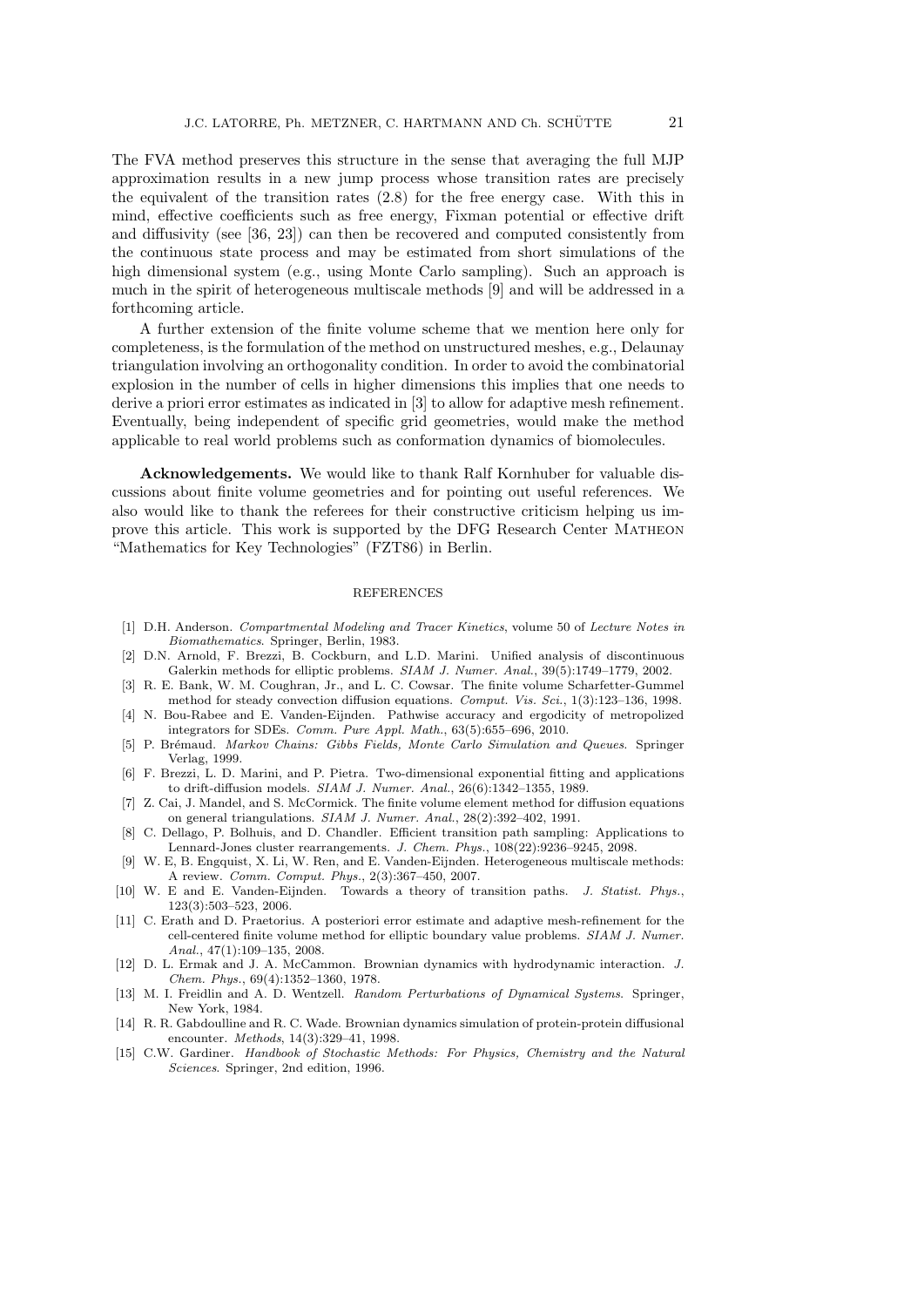The FVA method preserves this structure in the sense that averaging the full MJP approximation results in a new jump process whose transition rates are precisely the equivalent of the transition rates (2.8) for the free energy case. With this in mind, effective coefficients such as free energy, Fixman potential or effective drift and diffusivity (see [36, 23]) can then be recovered and computed consistently from the continuous state process and may be estimated from short simulations of the high dimensional system (e.g., using Monte Carlo sampling). Such an approach is much in the spirit of heterogeneous multiscale methods [9] and will be addressed in a forthcoming article.

A further extension of the finite volume scheme that we mention here only for completeness, is the formulation of the method on unstructured meshes, e.g., Delaunay triangulation involving an orthogonality condition. In order to avoid the combinatorial explosion in the number of cells in higher dimensions this implies that one needs to derive a priori error estimates as indicated in [3] to allow for adaptive mesh refinement. Eventually, being independent of specific grid geometries, would make the method applicable to real world problems such as conformation dynamics of biomolecules.

**Acknowledgements.** We would like to thank Ralf Kornhuber for valuable discussions about finite volume geometries and for pointing out useful references. We also would like to thank the referees for their constructive criticism helping us improve this article. This work is supported by the DFG Research Center MATHEON "Mathematics for Key Technologies" (FZT86) in Berlin.

## REFERENCES

[1] D.H. Anderson. *Compartmental Modeling and Tracer Kinetics*, volume 50 of *Lecture Notes in Biomathematics*. Springer, Berlin, 1983.

[2] D.N. Arnold, F. Brezzi, B. Cockburn, and L.D. Marini. Unified analysis of discontinuous Galerkin methods for elliptic problems. *SIAM J. Numer. Anal.*, 39(5):1749–1779, 2002.

[3] R. E. Bank, W. M. Coughran, Jr., and L. C. Cowsar. The finite volume Scharfetter-Gummel method for steady convection diffusion equations. *Comput. Vis. Sci.*, 1(3):123–136, 1998.

[4] N. Bou-Rabee and E. Vanden-Eijnden. Pathwise accuracy and ergodicity of metropolized integrators for SDEs. *Comm. Pure Appl. Math.*, 63(5):655–696, 2010.

[5] P. Brémaud. *Markov Chains: Gibbs Fields, Monte Carlo Simulation and Queues*. Springer Verlag, 1999.

[6] F. Brezzi, L. D. Marini, and P. Pietra. Two-dimensional exponential fitting and applications to drift-diffusion models. *SIAM J. Numer. Anal.*, 26(6):1342–1355, 1989.

[7] Z. Cai, J. Mandel, and S. McCormick. The finite volume element method for diffusion equations on general triangulations. *SIAM J. Numer. Anal.*, 28(2):392–402, 1991.

[8] C. Dellago, P. Bolhuis, and D. Chandler. Efficient transition path sampling: Applications to Lennard-Jones cluster rearrangements. *J. Chem. Phys.*, 108(22):9236–9245, 2098.

[9] W. E, B. Engquist, X. Li, W. Ren, and E. Vanden-Eijnden. Heterogeneous multiscale methods: A review. *Comm. Comput. Phys.*, 2(3):367–450, 2007.

[10] W. E and E. Vanden-Eijnden. Towards a theory of transition paths. *J. Statist. Phys.*, 123(3):503–523, 2006.

[11] C. Erath and D. Praetorius. A posteriori error estimate and adaptive mesh-refinement for the cell-centered finite volume method for elliptic boundary value problems. *SIAM J. Numer. Anal.*, 47(1):109–135, 2008.

[12] D. L. Ermak and J. A. McCammon. Brownian dynamics with hydrodynamic interaction. *J. Chem. Phys.*, 69(4):1352–1360, 1978.

[13] M. I. Freidlin and A. D. Wentzell. *Random Perturbations of Dynamical Systems*. Springer, New York, 1984.

[14] R. R. Gabdoulline and R. C. Wade. Brownian dynamics simulation of protein-protein diffusional encounter. *Methods*, 14(3):329–41, 1998.

[15] C.W. Gardiner. *Handbook of Stochastic Methods: For Physics, Chemistry and the Natural Sciences*. Springer, 2nd edition, 1996.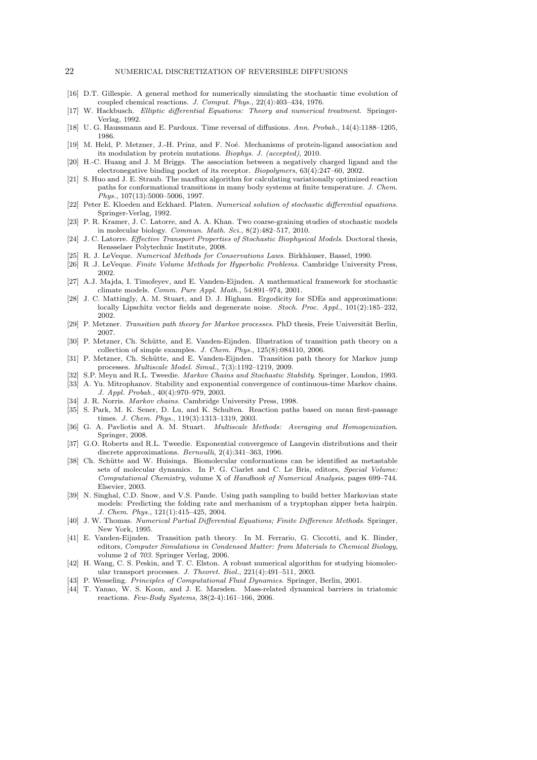[16] D.T. Gillespie. A general method for numerically simulating the stochastic time evolution of coupled chemical reactions. *J. Comput. Phys.*, 22(4):403–434, 1976.

[17] W. Hackbusch. *Elliptic differential Equations: Theory and numerical treatment*. Springer-Verlag, 1992.

[18] U. G. Haussmann and E. Pardoux. Time reversal of diffusions. *Ann. Probab.*, 14(4):1188–1205, 1986.

[19] M. Held, P. Metzner, J.-H. Prinz, and F. Noé. Mechanisms of protein-ligand association and its modulation by protein mutations. *Biophys. J. (accepted)*, 2010.

[20] H.-C. Huang and J. M Briggs. The association between a negatively charged ligand and the electronegative binding pocket of its receptor. *Biopolymers*, 63(4):247–60, 2002.

[21] S. Huo and J. E. Straub. The maxflux algorithm for calculating variationally optimized reaction paths for conformational transitions in many body systems at finite temperature. *J. Chem. Phys.*, 107(13):5000–5006, 1997.

[22] Peter E. Kloeden and Eckhard. Platen. *Numerical solution of stochastic differential equations*. Springer-Verlag, 1992.

[23] P. R. Kramer, J. C. Latorre, and A. A. Khan. Two coarse-graining studies of stochastic models in molecular biology. *Commun. Math. Sci.*, 8(2):482–517, 2010.

[24] J. C. Latorre. *Effective Transport Properties of Stochastic Biophysical Models*. Doctoral thesis, Rensselaer Polytechnic Institute, 2008.

[25] R. J. LeVeque. *Numerical Methods for Conservations Laws*. Birkhäuser, Bassel, 1990.

[26] R .J. LeVeque. *Finite Volume Methods for Hyperbolic Problems*. Cambridge University Press, 2002.

[27] A.J. Majda, I. Timofeyev, and E. Vanden-Eijnden. A mathematical framework for stochastic climate models. *Comm. Pure Appl. Math.*, 54:891–974, 2001.

[28] J. C. Mattingly, A. M. Stuart, and D. J. Higham. Ergodicity for SDEs and approximations: locally Lipschitz vector fields and degenerate noise. *Stoch. Proc. Appl.*, 101(2):185–232, 2002.

[29] P. Metzner. *Transition path theory for Markov processes*. PhD thesis, Freie Universität Berlin, 2007.

[30] P. Metzner, Ch. Schütte, and E. Vanden-Eijnden. Illustration of transition path theory on a collection of simple examples. *J. Chem. Phys.*, 125(8):084110, 2006.

[31] P. Metzner, Ch. Schütte, and E. Vanden-Eijnden. Transition path theory for Markov jump processes. *Multiscale Model. Simul.*, 7(3):1192–1219, 2009.

[32] S.P. Meyn and R.L. Tweedie. *Markov Chains and Stochastic Stability*. Springer, London, 1993.

[33] A. Yu. Mitrophanov. Stability and exponential convergence of continuous-time Markov chains. *J. Appl. Probab.*, 40(4):970–979, 2003.

[34] J. R. Norris. *Markov chains*. Cambridge University Press, 1998.

[35] S. Park, M. K. Sener, D. Lu, and K. Schulten. Reaction paths based on mean first-passage times. *J. Chem. Phys.*, 119(3):1313–1319, 2003.

[36] G. A. Pavliotis and A. M. Stuart. *Multiscale Methods: Averaging and Homogenization*. Springer, 2008.

[37] G.O. Roberts and R.L. Tweedie. Exponential convergence of Langevin distributions and their discrete approximations. *Bernoulli*, 2(4):341–363, 1996.

[38] Ch. Schütte and W. Huisinga. Biomolecular conformations can be identified as metastable sets of molecular dynamics. In P. G. Ciarlet and C. Le Bris, editors, *Special Volume: Computational Chemistry*, volume X of *Handbook of Numerical Analysis*, pages 699–744. Elsevier, 2003.

[39] N. Singhal, C.D. Snow, and V.S. Pande. Using path sampling to build better Markovian state models: Predicting the folding rate and mechanism of a tryptophan zipper beta hairpin. *J. Chem. Phys.*, 121(1):415–425, 2004.

[40] J. W. Thomas. *Numerical Partial Differential Equations; Finite Difference Methods*. Springer, New York, 1995.

[41] E. Vanden-Eijnden. Transition path theory. In M. Ferrario, G. Ciccotti, and K. Binder, editors, *Computer Simulations in Condensed Matter: from Materials to Chemical Biology*, volume 2 of *703*. Springer Verlag, 2006.

[42] H. Wang, C. S. Peskin, and T. C. Elston. A robust numerical algorithm for studying biomolecular transport processes. *J. Theoret. Biol.*, 221(4):491–511, 2003.

[43] P. Wesseling. *Principles of Computational Fluid Dynamics*. Springer, Berlin, 2001.

[44] T. Yanao, W. S. Koon, and J. E. Marsden. Mass-related dynamical barriers in triatomic reactions. *Few-Body Systems*, 38(2-4):161–166, 2006.